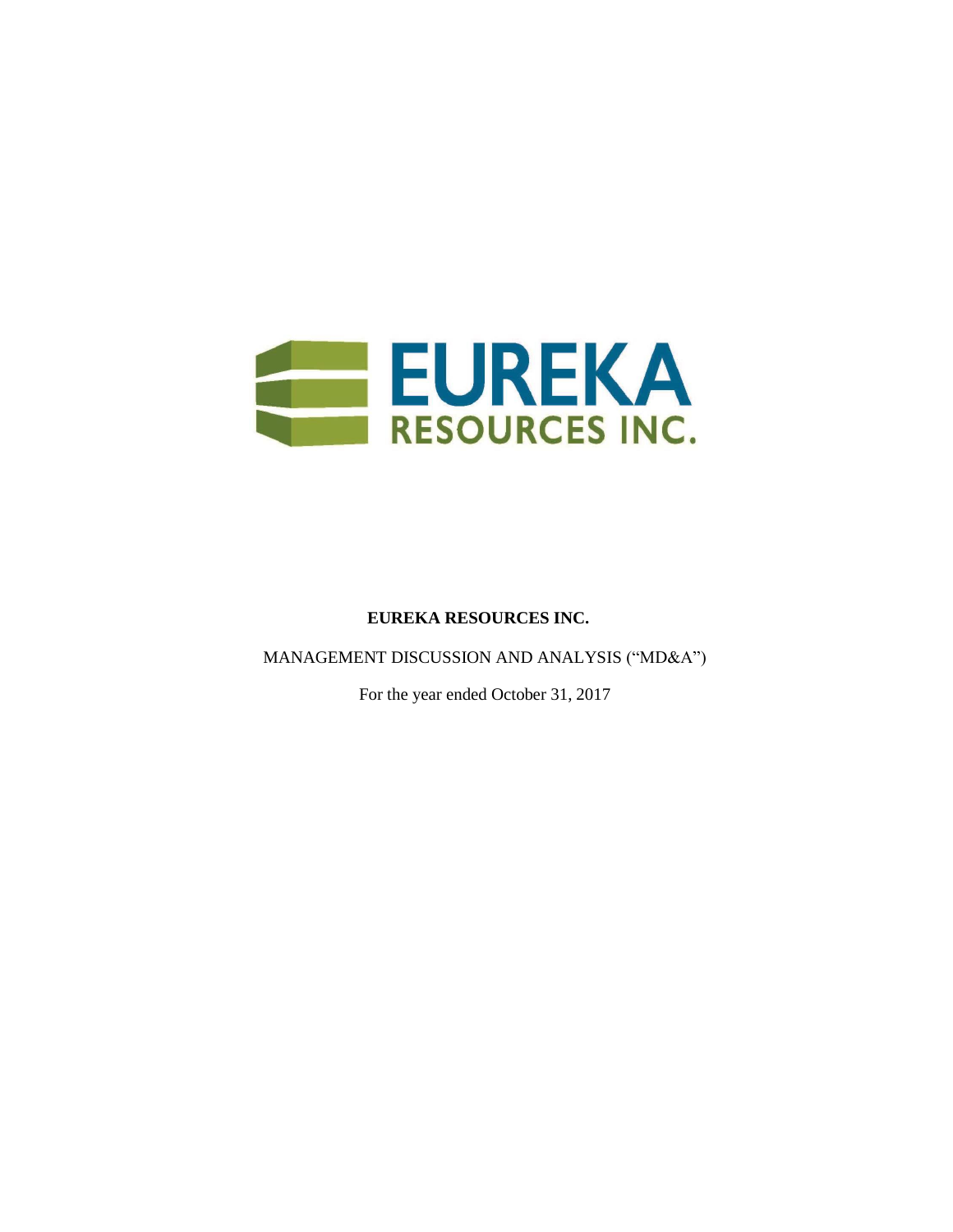**EUREKA RESOURCES INC.**

MANAGEMENT DISCUSSION AND ANALYSIS ("MD&A")

For the year ended October 31, 2017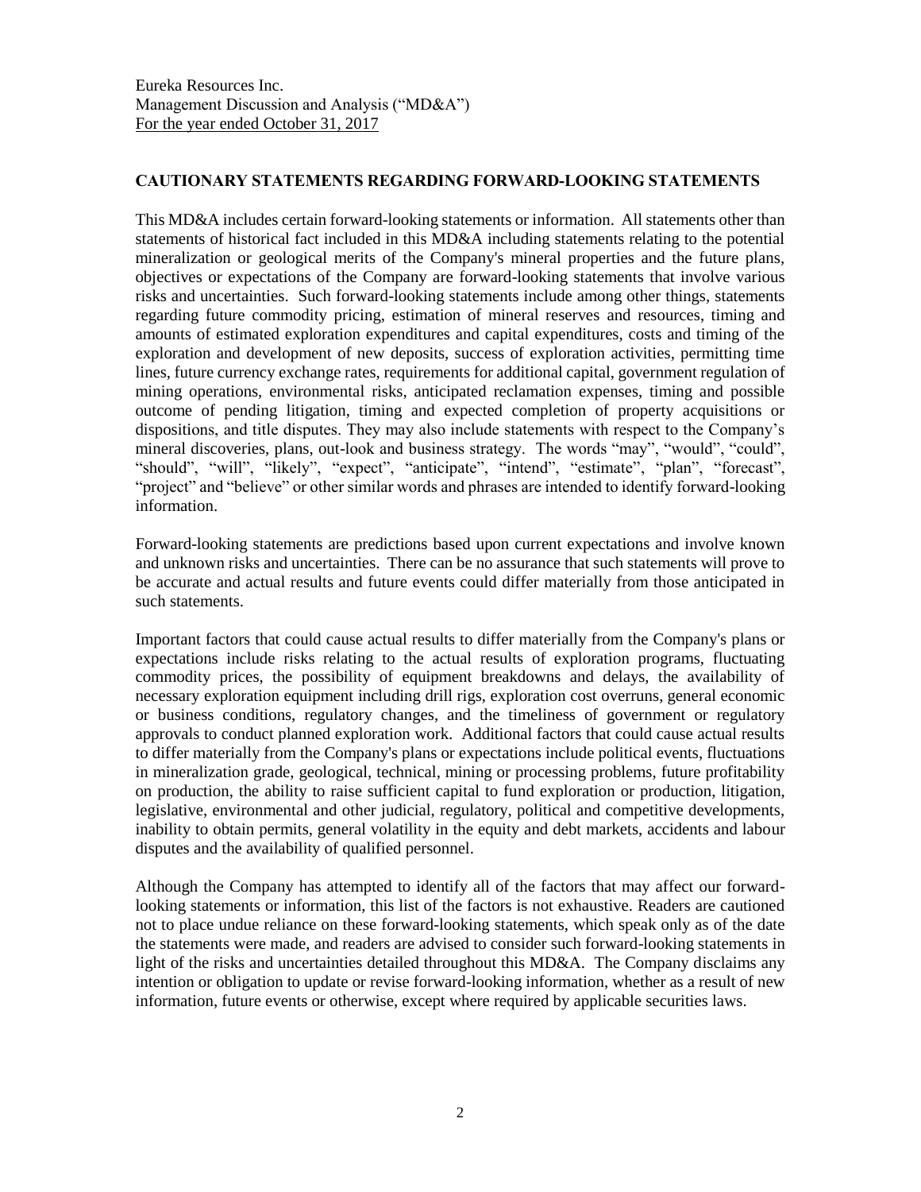Eureka Resources Inc.
Management Discussion and Analysis ("MD&A")
For the year ended October 31, 2017

## CAUTIONARY STATEMENTS REGARDING FORWARD-LOOKING STATEMENTS

This MD&A includes certain forward-looking statements or information. All statements other than statements of historical fact included in this MD&A including statements relating to the potential mineralization or geological merits of the Company's mineral properties and the future plans, objectives or expectations of the Company are forward-looking statements that involve various risks and uncertainties. Such forward-looking statements include among other things, statements regarding future commodity pricing, estimation of mineral reserves and resources, timing and amounts of estimated exploration expenditures and capital expenditures, costs and timing of the exploration and development of new deposits, success of exploration activities, permitting time lines, future currency exchange rates, requirements for additional capital, government regulation of mining operations, environmental risks, anticipated reclamation expenses, timing and possible outcome of pending litigation, timing and expected completion of property acquisitions or dispositions, and title disputes. They may also include statements with respect to the Company's mineral discoveries, plans, out-look and business strategy. The words "may", "would", "could", "should", "will", "likely", "expect", "anticipate", "intend", "estimate", "plan", "forecast", "project" and "believe" or other similar words and phrases are intended to identify forward-looking information.

Forward-looking statements are predictions based upon current expectations and involve known and unknown risks and uncertainties. There can be no assurance that such statements will prove to be accurate and actual results and future events could differ materially from those anticipated in such statements.

Important factors that could cause actual results to differ materially from the Company's plans or expectations include risks relating to the actual results of exploration programs, fluctuating commodity prices, the possibility of equipment breakdowns and delays, the availability of necessary exploration equipment including drill rigs, exploration cost overruns, general economic or business conditions, regulatory changes, and the timeliness of government or regulatory approvals to conduct planned exploration work. Additional factors that could cause actual results to differ materially from the Company's plans or expectations include political events, fluctuations in mineralization grade, geological, technical, mining or processing problems, future profitability on production, the ability to raise sufficient capital to fund exploration or production, litigation, legislative, environmental and other judicial, regulatory, political and competitive developments, inability to obtain permits, general volatility in the equity and debt markets, accidents and labour disputes and the availability of qualified personnel.

Although the Company has attempted to identify all of the factors that may affect our forward-looking statements or information, this list of the factors is not exhaustive. Readers are cautioned not to place undue reliance on these forward-looking statements, which speak only as of the date the statements were made, and readers are advised to consider such forward-looking statements in light of the risks and uncertainties detailed throughout this MD&A. The Company disclaims any intention or obligation to update or revise forward-looking information, whether as a result of new information, future events or otherwise, except where required by applicable securities laws.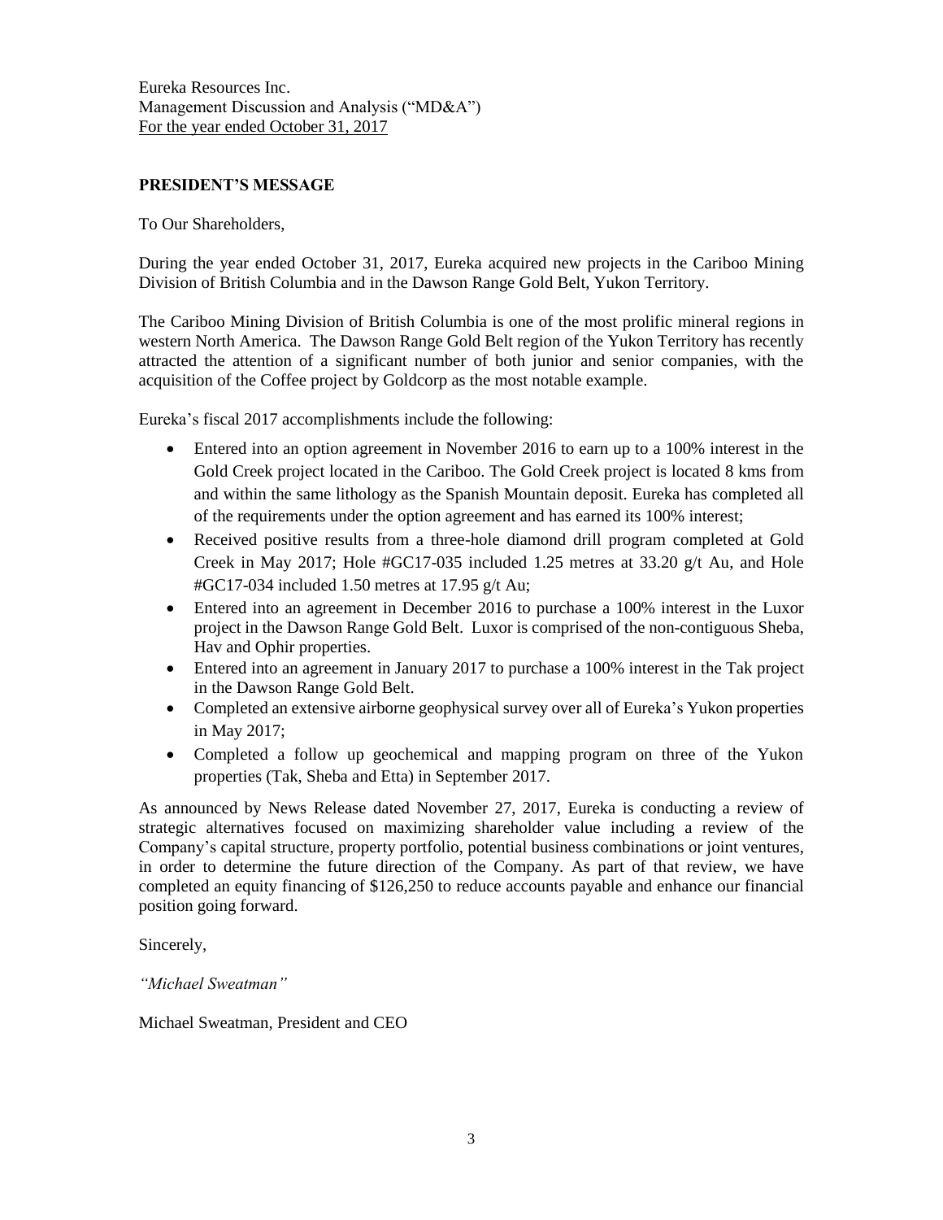Eureka Resources Inc.
Management Discussion and Analysis ("MD&A")
For the year ended October 31, 2017

## PRESIDENT'S MESSAGE

To Our Shareholders,

During the year ended October 31, 2017, Eureka acquired new projects in the Cariboo Mining Division of British Columbia and in the Dawson Range Gold Belt, Yukon Territory.

The Cariboo Mining Division of British Columbia is one of the most prolific mineral regions in western North America. The Dawson Range Gold Belt region of the Yukon Territory has recently attracted the attention of a significant number of both junior and senior companies, with the acquisition of the Coffee project by Goldcorp as the most notable example.

Eureka's fiscal 2017 accomplishments include the following:

- Entered into an option agreement in November 2016 to earn up to a 100% interest in the Gold Creek project located in the Cariboo. The Gold Creek project is located 8 kms from and within the same lithology as the Spanish Mountain deposit. Eureka has completed all of the requirements under the option agreement and has earned its 100% interest;
- Received positive results from a three-hole diamond drill program completed at Gold Creek in May 2017; Hole #GC17-035 included 1.25 metres at 33.20 g/t Au, and Hole #GC17-034 included 1.50 metres at 17.95 g/t Au;
- Entered into an agreement in December 2016 to purchase a 100% interest in the Luxor project in the Dawson Range Gold Belt. Luxor is comprised of the non-contiguous Sheba, Hav and Ophir properties.
- Entered into an agreement in January 2017 to purchase a 100% interest in the Tak project in the Dawson Range Gold Belt.
- Completed an extensive airborne geophysical survey over all of Eureka's Yukon properties in May 2017;
- Completed a follow up geochemical and mapping program on three of the Yukon properties (Tak, Sheba and Etta) in September 2017.

As announced by News Release dated November 27, 2017, Eureka is conducting a review of strategic alternatives focused on maximizing shareholder value including a review of the Company's capital structure, property portfolio, potential business combinations or joint ventures, in order to determine the future direction of the Company. As part of that review, we have completed an equity financing of $126,250 to reduce accounts payable and enhance our financial position going forward.

Sincerely,

*"Michael Sweatman"*

Michael Sweatman, President and CEO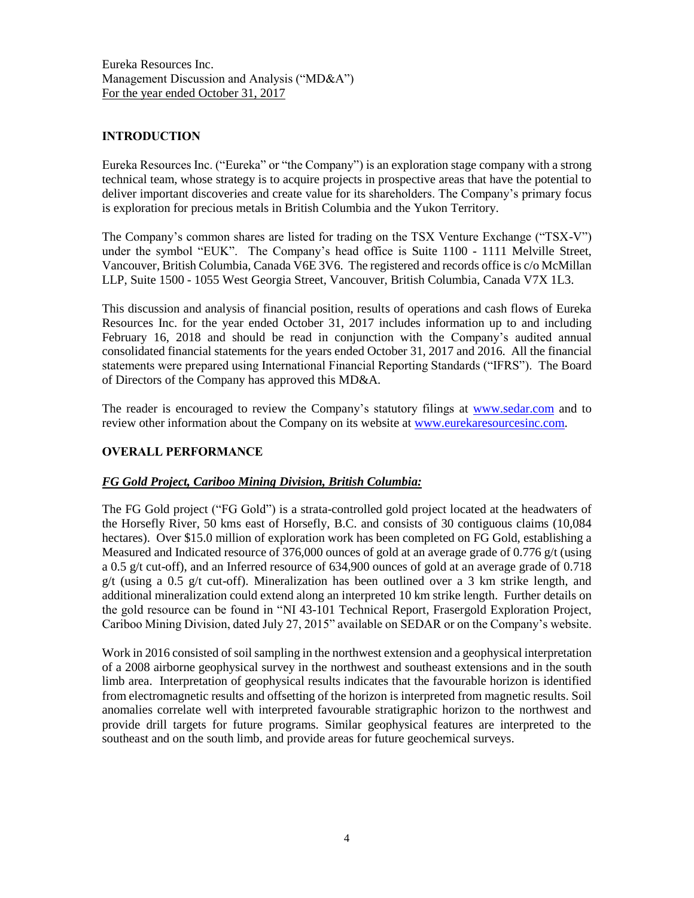Eureka Resources Inc.
Management Discussion and Analysis ("MD&A")
For the year ended October 31, 2017

## INTRODUCTION

Eureka Resources Inc. ("Eureka" or "the Company") is an exploration stage company with a strong technical team, whose strategy is to acquire projects in prospective areas that have the potential to deliver important discoveries and create value for its shareholders. The Company's primary focus is exploration for precious metals in British Columbia and the Yukon Territory.

The Company's common shares are listed for trading on the TSX Venture Exchange ("TSX-V") under the symbol "EUK". The Company's head office is Suite 1100 - 1111 Melville Street, Vancouver, British Columbia, Canada V6E 3V6. The registered and records office is c/o McMillan LLP, Suite 1500 - 1055 West Georgia Street, Vancouver, British Columbia, Canada V7X 1L3.

This discussion and analysis of financial position, results of operations and cash flows of Eureka Resources Inc. for the year ended October 31, 2017 includes information up to and including February 16, 2018 and should be read in conjunction with the Company's audited annual consolidated financial statements for the years ended October 31, 2017 and 2016. All the financial statements were prepared using International Financial Reporting Standards ("IFRS"). The Board of Directors of the Company has approved this MD&A.

The reader is encouraged to review the Company's statutory filings at www.sedar.com and to review other information about the Company on its website at www.eurekaresourcesinc.com.

## OVERALL PERFORMANCE

### *FG Gold Project, Cariboo Mining Division, British Columbia:*

The FG Gold project ("FG Gold") is a strata-controlled gold project located at the headwaters of the Horsefly River, 50 kms east of Horsefly, B.C. and consists of 30 contiguous claims (10,084 hectares). Over $15.0 million of exploration work has been completed on FG Gold, establishing a Measured and Indicated resource of 376,000 ounces of gold at an average grade of 0.776 g/t (using a 0.5 g/t cut-off), and an Inferred resource of 634,900 ounces of gold at an average grade of 0.718 g/t (using a 0.5 g/t cut-off). Mineralization has been outlined over a 3 km strike length, and additional mineralization could extend along an interpreted 10 km strike length. Further details on the gold resource can be found in "NI 43-101 Technical Report, Frasergold Exploration Project, Cariboo Mining Division, dated July 27, 2015" available on SEDAR or on the Company's website.

Work in 2016 consisted of soil sampling in the northwest extension and a geophysical interpretation of a 2008 airborne geophysical survey in the northwest and southeast extensions and in the south limb area. Interpretation of geophysical results indicates that the favourable horizon is identified from electromagnetic results and offsetting of the horizon is interpreted from magnetic results. Soil anomalies correlate well with interpreted favourable stratigraphic horizon to the northwest and provide drill targets for future programs. Similar geophysical features are interpreted to the southeast and on the south limb, and provide areas for future geochemical surveys.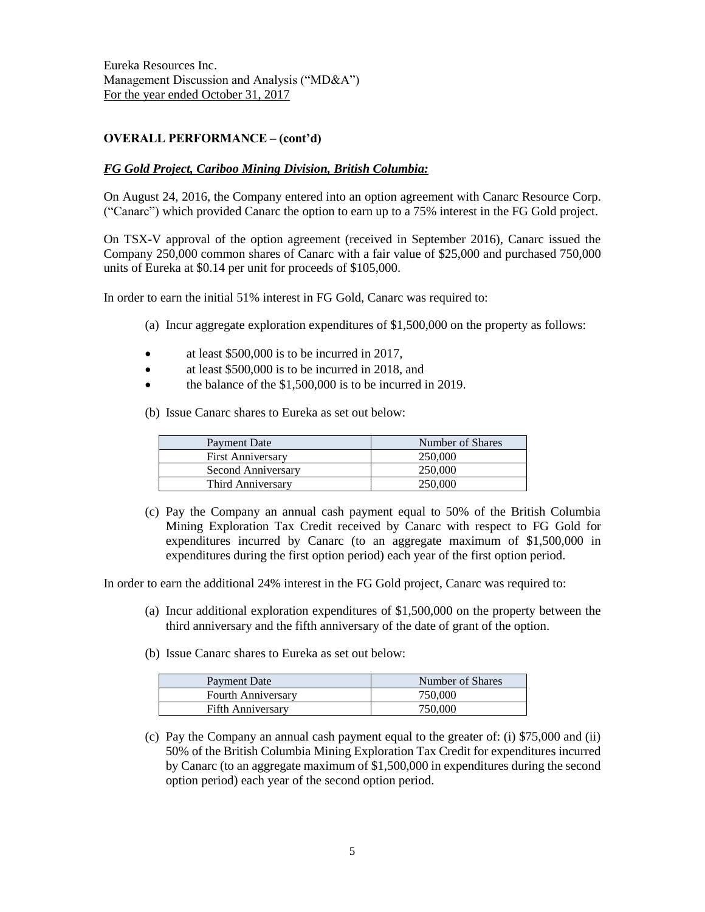Eureka Resources Inc.
Management Discussion and Analysis ("MD&A")
For the year ended October 31, 2017

**OVERALL PERFORMANCE – (cont'd)**

***FG Gold Project, Cariboo Mining Division, British Columbia:***

On August 24, 2016, the Company entered into an option agreement with Canarc Resource Corp. ("Canarc") which provided Canarc the option to earn up to a 75% interest in the FG Gold project.

On TSX-V approval of the option agreement (received in September 2016), Canarc issued the Company 250,000 common shares of Canarc with a fair value of $25,000 and purchased 750,000 units of Eureka at $0.14 per unit for proceeds of $105,000.

In order to earn the initial 51% interest in FG Gold, Canarc was required to:

(a) Incur aggregate exploration expenditures of $1,500,000 on the property as follows:

- at least $500,000 is to be incurred in 2017,
- at least $500,000 is to be incurred in 2018, and
- the balance of the $1,500,000 is to be incurred in 2019.

(b) Issue Canarc shares to Eureka as set out below:

| Payment Date | Number of Shares |
|---|---|
| First Anniversary | 250,000 |
| Second Anniversary | 250,000 |
| Third Anniversary | 250,000 |

(c) Pay the Company an annual cash payment equal to 50% of the British Columbia Mining Exploration Tax Credit received by Canarc with respect to FG Gold for expenditures incurred by Canarc (to an aggregate maximum of $1,500,000 in expenditures during the first option period) each year of the first option period.

In order to earn the additional 24% interest in the FG Gold project, Canarc was required to:

(a) Incur additional exploration expenditures of $1,500,000 on the property between the third anniversary and the fifth anniversary of the date of grant of the option.

(b) Issue Canarc shares to Eureka as set out below:

| Payment Date | Number of Shares |
|---|---|
| Fourth Anniversary | 750,000 |
| Fifth Anniversary | 750,000 |

(c) Pay the Company an annual cash payment equal to the greater of: (i) $75,000 and (ii) 50% of the British Columbia Mining Exploration Tax Credit for expenditures incurred by Canarc (to an aggregate maximum of $1,500,000 in expenditures during the second option period) each year of the second option period.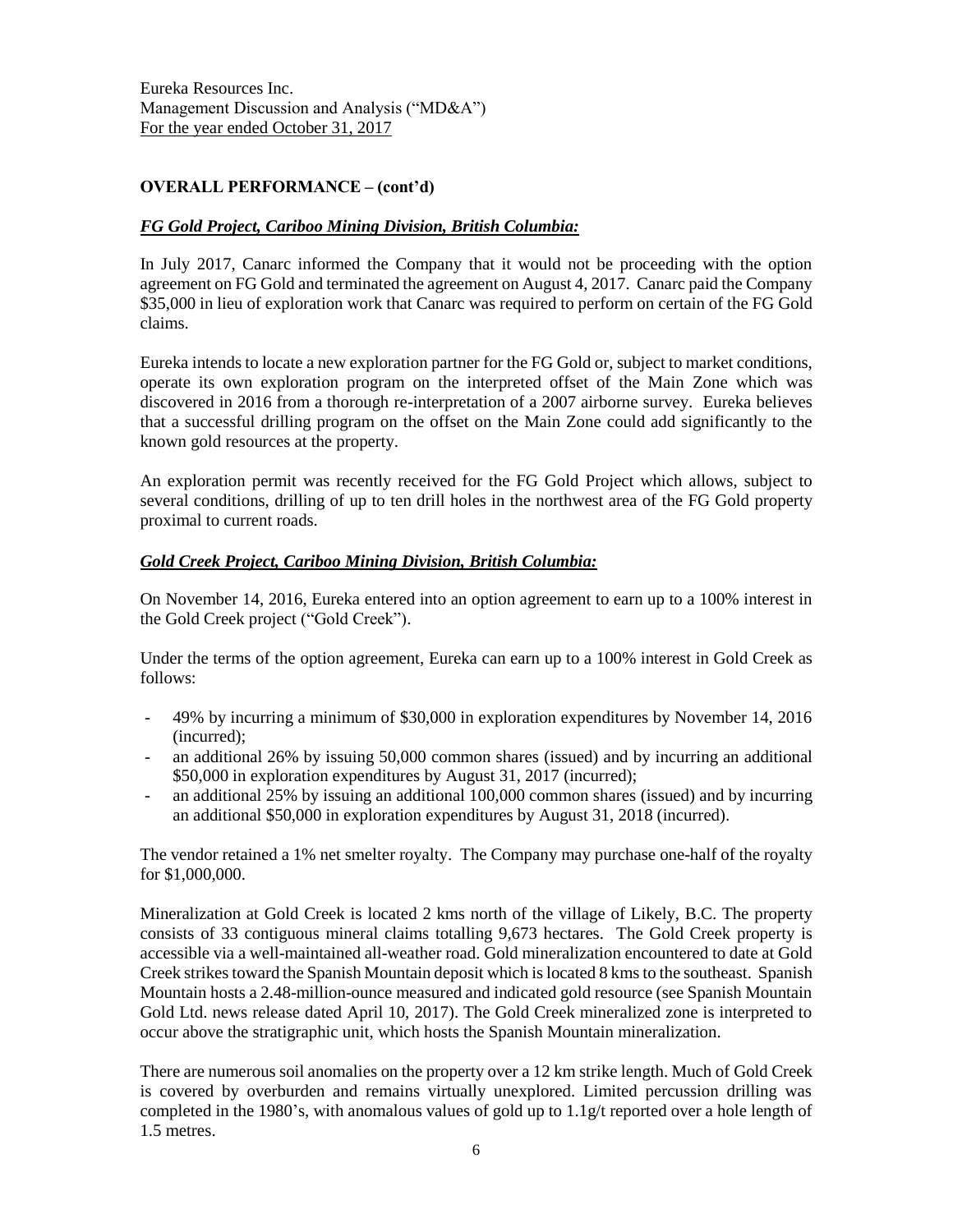**OVERALL PERFORMANCE – (cont'd)**

***FG Gold Project, Cariboo Mining Division, British Columbia:***

In July 2017, Canarc informed the Company that it would not be proceeding with the option agreement on FG Gold and terminated the agreement on August 4, 2017. Canarc paid the Company $35,000 in lieu of exploration work that Canarc was required to perform on certain of the FG Gold claims.

Eureka intends to locate a new exploration partner for the FG Gold or, subject to market conditions, operate its own exploration program on the interpreted offset of the Main Zone which was discovered in 2016 from a thorough re-interpretation of a 2007 airborne survey. Eureka believes that a successful drilling program on the offset on the Main Zone could add significantly to the known gold resources at the property.

An exploration permit was recently received for the FG Gold Project which allows, subject to several conditions, drilling of up to ten drill holes in the northwest area of the FG Gold property proximal to current roads.

***Gold Creek Project, Cariboo Mining Division, British Columbia:***

On November 14, 2016, Eureka entered into an option agreement to earn up to a 100% interest in the Gold Creek project ("Gold Creek").

Under the terms of the option agreement, Eureka can earn up to a 100% interest in Gold Creek as follows:

- 49% by incurring a minimum of $30,000 in exploration expenditures by November 14, 2016 (incurred);
- an additional 26% by issuing 50,000 common shares (issued) and by incurring an additional $50,000 in exploration expenditures by August 31, 2017 (incurred);
- an additional 25% by issuing an additional 100,000 common shares (issued) and by incurring an additional $50,000 in exploration expenditures by August 31, 2018 (incurred).

The vendor retained a 1% net smelter royalty. The Company may purchase one-half of the royalty for $1,000,000.

Mineralization at Gold Creek is located 2 kms north of the village of Likely, B.C. The property consists of 33 contiguous mineral claims totalling 9,673 hectares. The Gold Creek property is accessible via a well-maintained all-weather road. Gold mineralization encountered to date at Gold Creek strikes toward the Spanish Mountain deposit which is located 8 kms to the southeast. Spanish Mountain hosts a 2.48-million-ounce measured and indicated gold resource (see Spanish Mountain Gold Ltd. news release dated April 10, 2017). The Gold Creek mineralized zone is interpreted to occur above the stratigraphic unit, which hosts the Spanish Mountain mineralization.

There are numerous soil anomalies on the property over a 12 km strike length. Much of Gold Creek is covered by overburden and remains virtually unexplored. Limited percussion drilling was completed in the 1980's, with anomalous values of gold up to 1.1g/t reported over a hole length of 1.5 metres.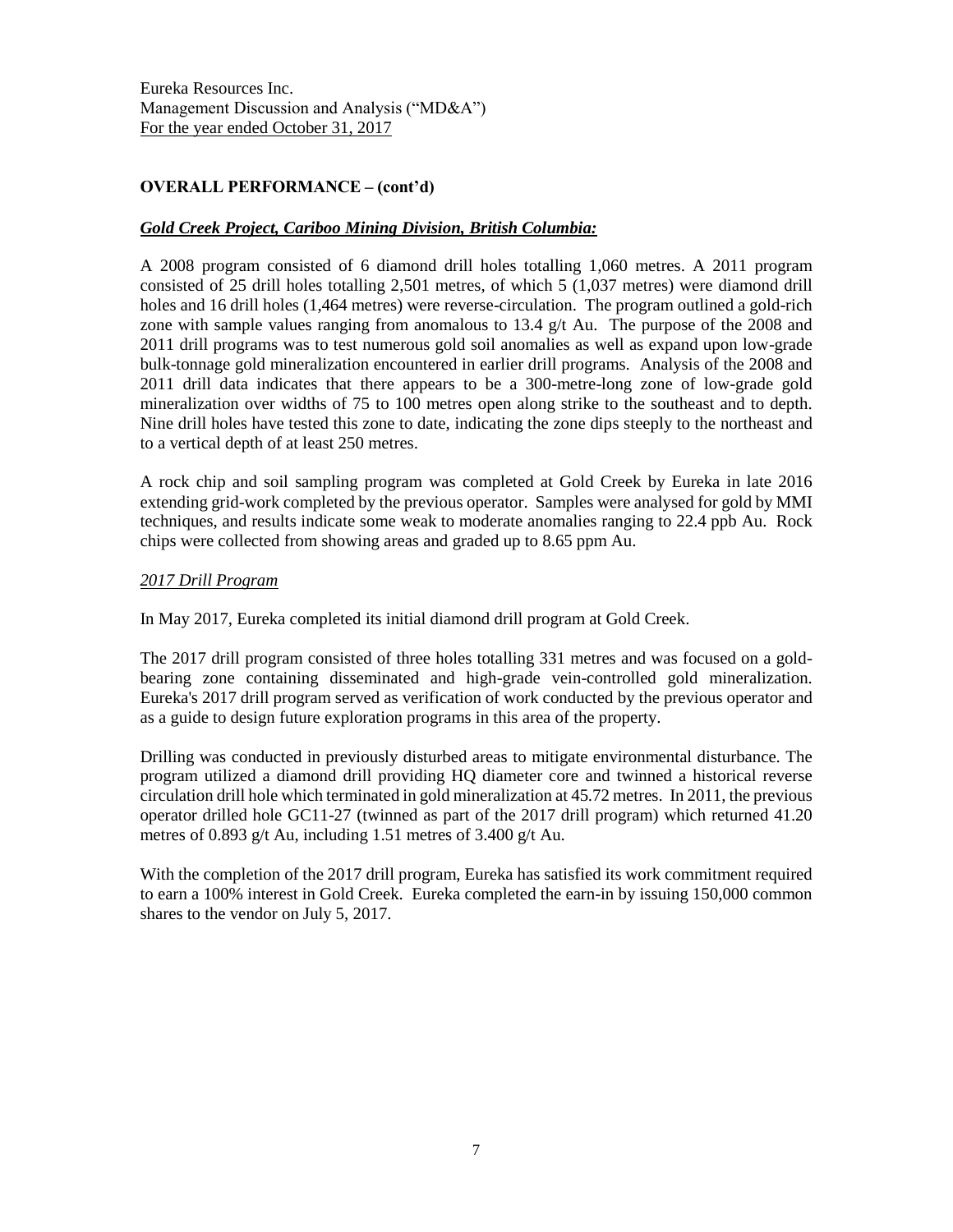## OVERALL PERFORMANCE – (cont'd)

***Gold Creek Project, Cariboo Mining Division, British Columbia:***

A 2008 program consisted of 6 diamond drill holes totalling 1,060 metres. A 2011 program consisted of 25 drill holes totalling 2,501 metres, of which 5 (1,037 metres) were diamond drill holes and 16 drill holes (1,464 metres) were reverse-circulation. The program outlined a gold-rich zone with sample values ranging from anomalous to 13.4 g/t Au. The purpose of the 2008 and 2011 drill programs was to test numerous gold soil anomalies as well as expand upon low-grade bulk-tonnage gold mineralization encountered in earlier drill programs. Analysis of the 2008 and 2011 drill data indicates that there appears to be a 300-metre-long zone of low-grade gold mineralization over widths of 75 to 100 metres open along strike to the southeast and to depth. Nine drill holes have tested this zone to date, indicating the zone dips steeply to the northeast and to a vertical depth of at least 250 metres.

A rock chip and soil sampling program was completed at Gold Creek by Eureka in late 2016 extending grid-work completed by the previous operator. Samples were analysed for gold by MMI techniques, and results indicate some weak to moderate anomalies ranging to 22.4 ppb Au. Rock chips were collected from showing areas and graded up to 8.65 ppm Au.

*2017 Drill Program*

In May 2017, Eureka completed its initial diamond drill program at Gold Creek.

The 2017 drill program consisted of three holes totalling 331 metres and was focused on a gold-bearing zone containing disseminated and high-grade vein-controlled gold mineralization. Eureka's 2017 drill program served as verification of work conducted by the previous operator and as a guide to design future exploration programs in this area of the property.

Drilling was conducted in previously disturbed areas to mitigate environmental disturbance. The program utilized a diamond drill providing HQ diameter core and twinned a historical reverse circulation drill hole which terminated in gold mineralization at 45.72 metres. In 2011, the previous operator drilled hole GC11-27 (twinned as part of the 2017 drill program) which returned 41.20 metres of 0.893 g/t Au, including 1.51 metres of 3.400 g/t Au.

With the completion of the 2017 drill program, Eureka has satisfied its work commitment required to earn a 100% interest in Gold Creek. Eureka completed the earn-in by issuing 150,000 common shares to the vendor on July 5, 2017.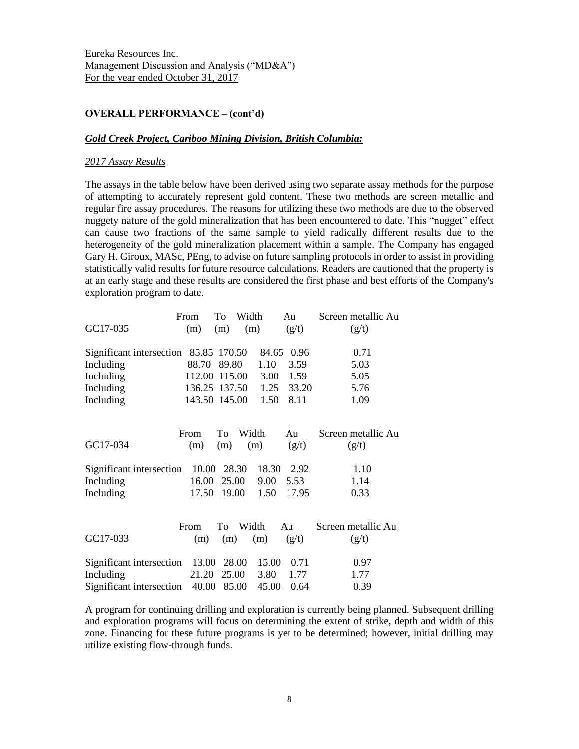Eureka Resources Inc.
Management Discussion and Analysis ("MD&A")
For the year ended October 31, 2017

## OVERALL PERFORMANCE – (cont'd)

### *Gold Creek Project, Cariboo Mining Division, British Columbia:*

#### *2017 Assay Results*

The assays in the table below have been derived using two separate assay methods for the purpose of attempting to accurately represent gold content. These two methods are screen metallic and regular fire assay procedures. The reasons for utilizing these two methods are due to the observed nuggety nature of the gold mineralization that has been encountered to date. This "nugget" effect can cause two fractions of the same sample to yield radically different results due to the heterogeneity of the gold mineralization placement within a sample. The Company has engaged Gary H. Giroux, MASc, PEng, to advise on future sampling protocols in order to assist in providing statistically valid results for future resource calculations. Readers are cautioned that the property is at an early stage and these results are considered the first phase and best efforts of the Company's exploration program to date.

| GC17-035 | From (m) | To (m) | Width (m) | Au (g/t) | Screen metallic Au (g/t) |
|---|---|---|---|---|---|
| Significant intersection | 85.85 | 170.50 | 84.65 | 0.96 | 0.71 |
| Including | 88.70 | 89.80 | 1.10 | 3.59 | 5.03 |
| Including | 112.00 | 115.00 | 3.00 | 1.59 | 5.05 |
| Including | 136.25 | 137.50 | 1.25 | 33.20 | 5.76 |
| Including | 143.50 | 145.00 | 1.50 | 8.11 | 1.09 |

| GC17-034 | From (m) | To (m) | Width (m) | Au (g/t) | Screen metallic Au (g/t) |
|---|---|---|---|---|---|
| Significant intersection | 10.00 | 28.30 | 18.30 | 2.92 | 1.10 |
| Including | 16.00 | 25.00 | 9.00 | 5.53 | 1.14 |
| Including | 17.50 | 19.00 | 1.50 | 17.95 | 0.33 |

| GC17-033 | From (m) | To (m) | Width (m) | Au (g/t) | Screen metallic Au (g/t) |
|---|---|---|---|---|---|
| Significant intersection | 13.00 | 28.00 | 15.00 | 0.71 | 0.97 |
| Including | 21.20 | 25.00 | 3.80 | 1.77 | 1.77 |
| Significant intersection | 40.00 | 85.00 | 45.00 | 0.64 | 0.39 |

A program for continuing drilling and exploration is currently being planned. Subsequent drilling and exploration programs will focus on determining the extent of strike, depth and width of this zone. Financing for these future programs is yet to be determined; however, initial drilling may utilize existing flow-through funds.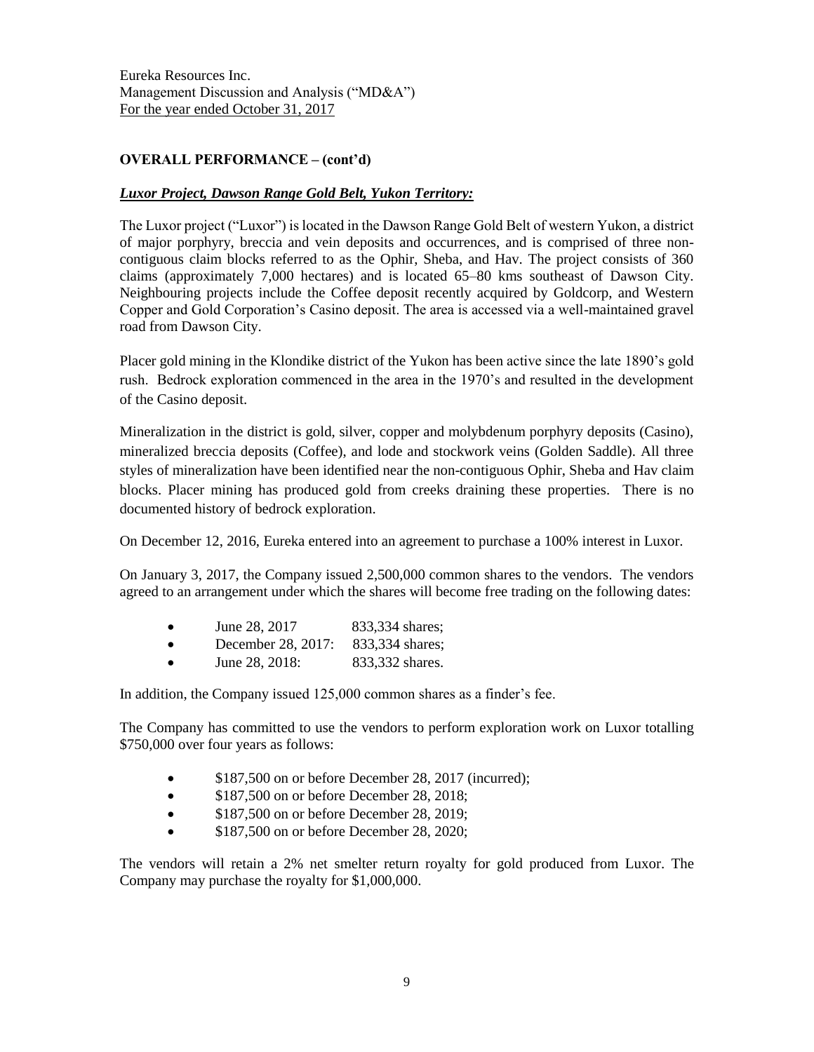## OVERALL PERFORMANCE – (cont'd)

***Luxor Project, Dawson Range Gold Belt, Yukon Territory:***

The Luxor project ("Luxor") is located in the Dawson Range Gold Belt of western Yukon, a district of major porphyry, breccia and vein deposits and occurrences, and is comprised of three non-contiguous claim blocks referred to as the Ophir, Sheba, and Hav. The project consists of 360 claims (approximately 7,000 hectares) and is located 65–80 kms southeast of Dawson City. Neighbouring projects include the Coffee deposit recently acquired by Goldcorp, and Western Copper and Gold Corporation's Casino deposit. The area is accessed via a well-maintained gravel road from Dawson City.

Placer gold mining in the Klondike district of the Yukon has been active since the late 1890's gold rush. Bedrock exploration commenced in the area in the 1970's and resulted in the development of the Casino deposit.

Mineralization in the district is gold, silver, copper and molybdenum porphyry deposits (Casino), mineralized breccia deposits (Coffee), and lode and stockwork veins (Golden Saddle). All three styles of mineralization have been identified near the non-contiguous Ophir, Sheba and Hav claim blocks. Placer mining has produced gold from creeks draining these properties. There is no documented history of bedrock exploration.

On December 12, 2016, Eureka entered into an agreement to purchase a 100% interest in Luxor.

On January 3, 2017, the Company issued 2,500,000 common shares to the vendors. The vendors agreed to an arrangement under which the shares will become free trading on the following dates:

- June 28, 2017 833,334 shares;
- December 28, 2017: 833,334 shares;
- June 28, 2018: 833,332 shares.

In addition, the Company issued 125,000 common shares as a finder's fee.

The Company has committed to use the vendors to perform exploration work on Luxor totalling $750,000 over four years as follows:

- $187,500 on or before December 28, 2017 (incurred);
- $187,500 on or before December 28, 2018;
- $187,500 on or before December 28, 2019;
- $187,500 on or before December 28, 2020;

The vendors will retain a 2% net smelter return royalty for gold produced from Luxor. The Company may purchase the royalty for $1,000,000.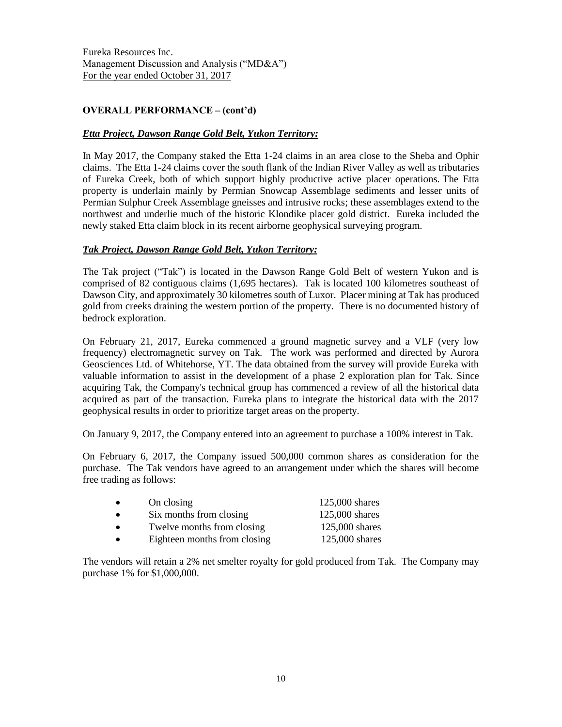## OVERALL PERFORMANCE – (cont'd)

***Etta Project, Dawson Range Gold Belt, Yukon Territory:***

In May 2017, the Company staked the Etta 1-24 claims in an area close to the Sheba and Ophir claims. The Etta 1-24 claims cover the south flank of the Indian River Valley as well as tributaries of Eureka Creek, both of which support highly productive active placer operations. The Etta property is underlain mainly by Permian Snowcap Assemblage sediments and lesser units of Permian Sulphur Creek Assemblage gneisses and intrusive rocks; these assemblages extend to the northwest and underlie much of the historic Klondike placer gold district. Eureka included the newly staked Etta claim block in its recent airborne geophysical surveying program.

***Tak Project, Dawson Range Gold Belt, Yukon Territory:***

The Tak project ("Tak") is located in the Dawson Range Gold Belt of western Yukon and is comprised of 82 contiguous claims (1,695 hectares). Tak is located 100 kilometres southeast of Dawson City, and approximately 30 kilometres south of Luxor. Placer mining at Tak has produced gold from creeks draining the western portion of the property. There is no documented history of bedrock exploration.

On February 21, 2017, Eureka commenced a ground magnetic survey and a VLF (very low frequency) electromagnetic survey on Tak. The work was performed and directed by Aurora Geosciences Ltd. of Whitehorse, YT. The data obtained from the survey will provide Eureka with valuable information to assist in the development of a phase 2 exploration plan for Tak. Since acquiring Tak, the Company's technical group has commenced a review of all the historical data acquired as part of the transaction. Eureka plans to integrate the historical data with the 2017 geophysical results in order to prioritize target areas on the property.

On January 9, 2017, the Company entered into an agreement to purchase a 100% interest in Tak.

On February 6, 2017, the Company issued 500,000 common shares as consideration for the purchase. The Tak vendors have agreed to an arrangement under which the shares will become free trading as follows:

- On closing — 125,000 shares
- Six months from closing — 125,000 shares
- Twelve months from closing — 125,000 shares
- Eighteen months from closing — 125,000 shares

The vendors will retain a 2% net smelter royalty for gold produced from Tak. The Company may purchase 1% for $1,000,000.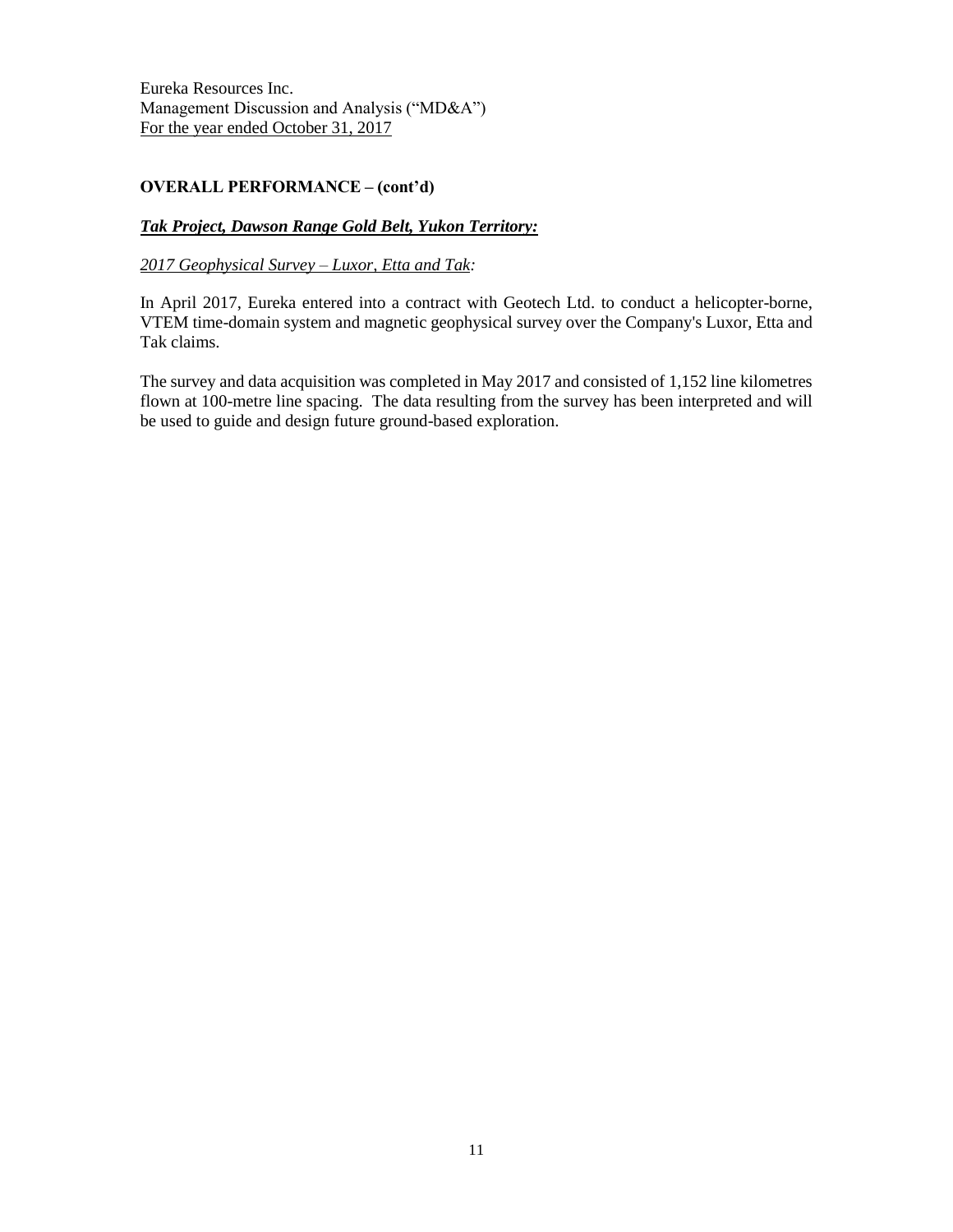## OVERALL PERFORMANCE – (cont'd)

### ***Tak Project, Dawson Range Gold Belt, Yukon Territory:***

*2017 Geophysical Survey – Luxor, Etta and Tak:*

In April 2017, Eureka entered into a contract with Geotech Ltd. to conduct a helicopter-borne, VTEM time-domain system and magnetic geophysical survey over the Company's Luxor, Etta and Tak claims.

The survey and data acquisition was completed in May 2017 and consisted of 1,152 line kilometres flown at 100-metre line spacing. The data resulting from the survey has been interpreted and will be used to guide and design future ground-based exploration.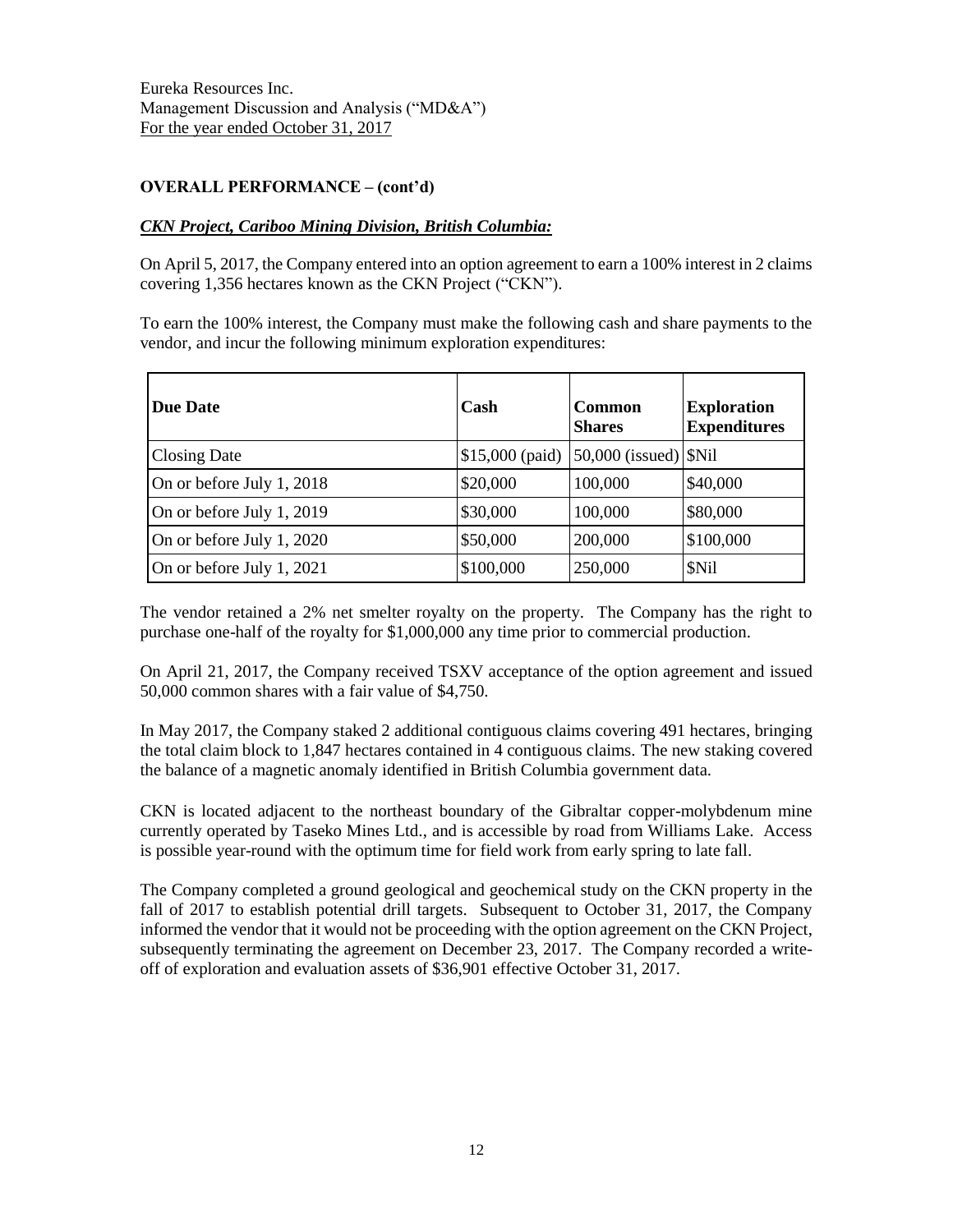Eureka Resources Inc.
Management Discussion and Analysis ("MD&A")
For the year ended October 31, 2017

**OVERALL PERFORMANCE – (cont'd)**

***CKN Project, Cariboo Mining Division, British Columbia:***

On April 5, 2017, the Company entered into an option agreement to earn a 100% interest in 2 claims covering 1,356 hectares known as the CKN Project ("CKN").

To earn the 100% interest, the Company must make the following cash and share payments to the vendor, and incur the following minimum exploration expenditures:

| Due Date | Cash | Common Shares | Exploration Expenditures |
|---|---|---|---|
| Closing Date | $15,000 (paid) | 50,000 (issued) | $Nil |
| On or before July 1, 2018 | $20,000 | 100,000 | $40,000 |
| On or before July 1, 2019 | $30,000 | 100,000 | $80,000 |
| On or before July 1, 2020 | $50,000 | 200,000 | $100,000 |
| On or before July 1, 2021 | $100,000 | 250,000 | $Nil |

The vendor retained a 2% net smelter royalty on the property. The Company has the right to purchase one-half of the royalty for $1,000,000 any time prior to commercial production.

On April 21, 2017, the Company received TSXV acceptance of the option agreement and issued 50,000 common shares with a fair value of $4,750.

In May 2017, the Company staked 2 additional contiguous claims covering 491 hectares, bringing the total claim block to 1,847 hectares contained in 4 contiguous claims. The new staking covered the balance of a magnetic anomaly identified in British Columbia government data.

CKN is located adjacent to the northeast boundary of the Gibraltar copper-molybdenum mine currently operated by Taseko Mines Ltd., and is accessible by road from Williams Lake. Access is possible year-round with the optimum time for field work from early spring to late fall.

The Company completed a ground geological and geochemical study on the CKN property in the fall of 2017 to establish potential drill targets. Subsequent to October 31, 2017, the Company informed the vendor that it would not be proceeding with the option agreement on the CKN Project, subsequently terminating the agreement on December 23, 2017. The Company recorded a write-off of exploration and evaluation assets of $36,901 effective October 31, 2017.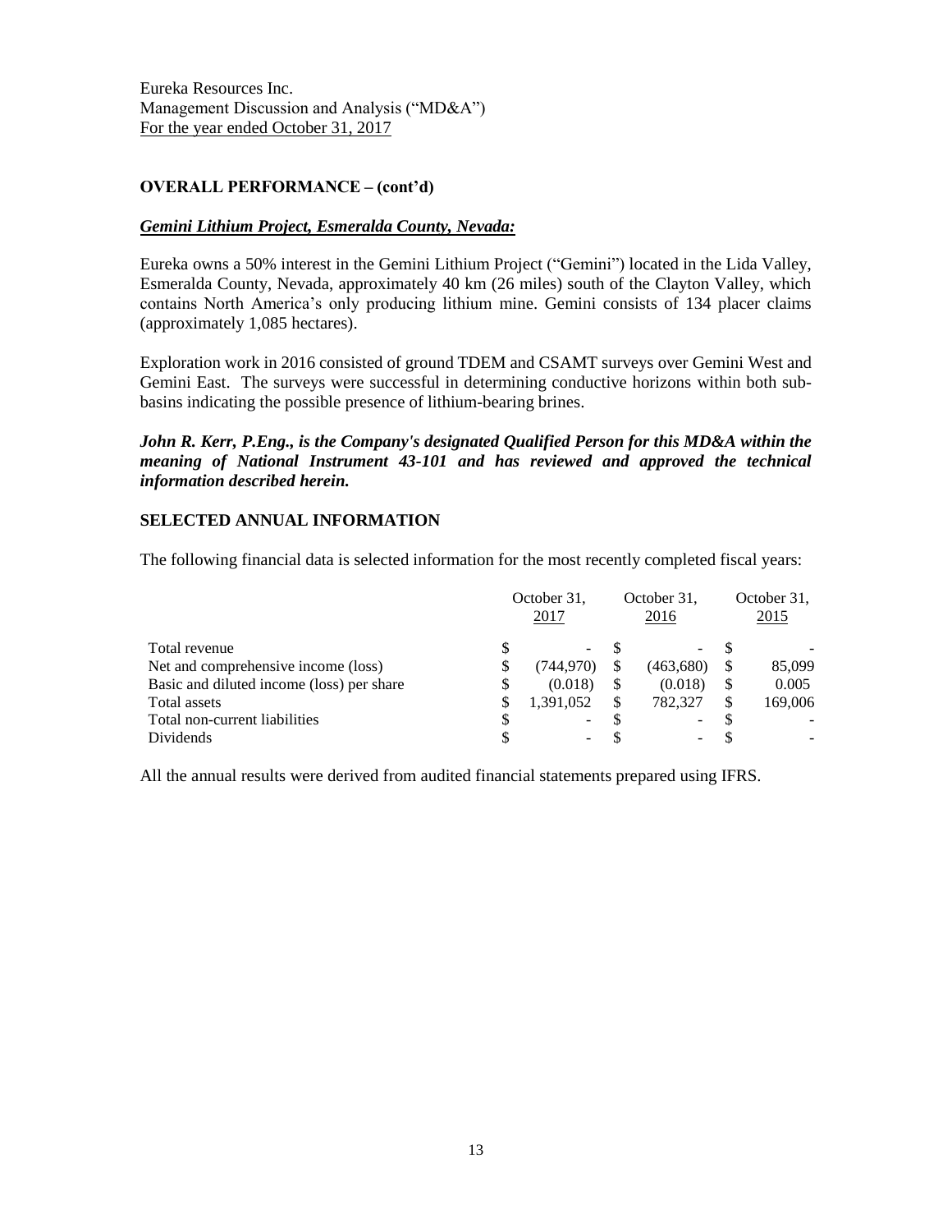## OVERALL PERFORMANCE – (cont'd)

### ***Gemini Lithium Project, Esmeralda County, Nevada:***

Eureka owns a 50% interest in the Gemini Lithium Project ("Gemini") located in the Lida Valley, Esmeralda County, Nevada, approximately 40 km (26 miles) south of the Clayton Valley, which contains North America's only producing lithium mine. Gemini consists of 134 placer claims (approximately 1,085 hectares).

Exploration work in 2016 consisted of ground TDEM and CSAMT surveys over Gemini West and Gemini East. The surveys were successful in determining conductive horizons within both sub-basins indicating the possible presence of lithium-bearing brines.

***John R. Kerr, P.Eng., is the Company's designated Qualified Person for this MD&A within the meaning of National Instrument 43-101 and has reviewed and approved the technical information described herein.***

## SELECTED ANNUAL INFORMATION

The following financial data is selected information for the most recently completed fiscal years:

| | October 31, 2017 | October 31, 2016 | October 31, 2015 |
|---|---|---|---|
| Total revenue | $ - | $ - | $ - |
| Net and comprehensive income (loss) | $ (744,970) | $ (463,680) | $ 85,099 |
| Basic and diluted income (loss) per share | $ (0.018) | $ (0.018) | $ 0.005 |
| Total assets | $ 1,391,052 | $ 782,327 | $ 169,006 |
| Total non-current liabilities | $ - | $ - | $ - |
| Dividends | $ - | $ - | $ - |

All the annual results were derived from audited financial statements prepared using IFRS.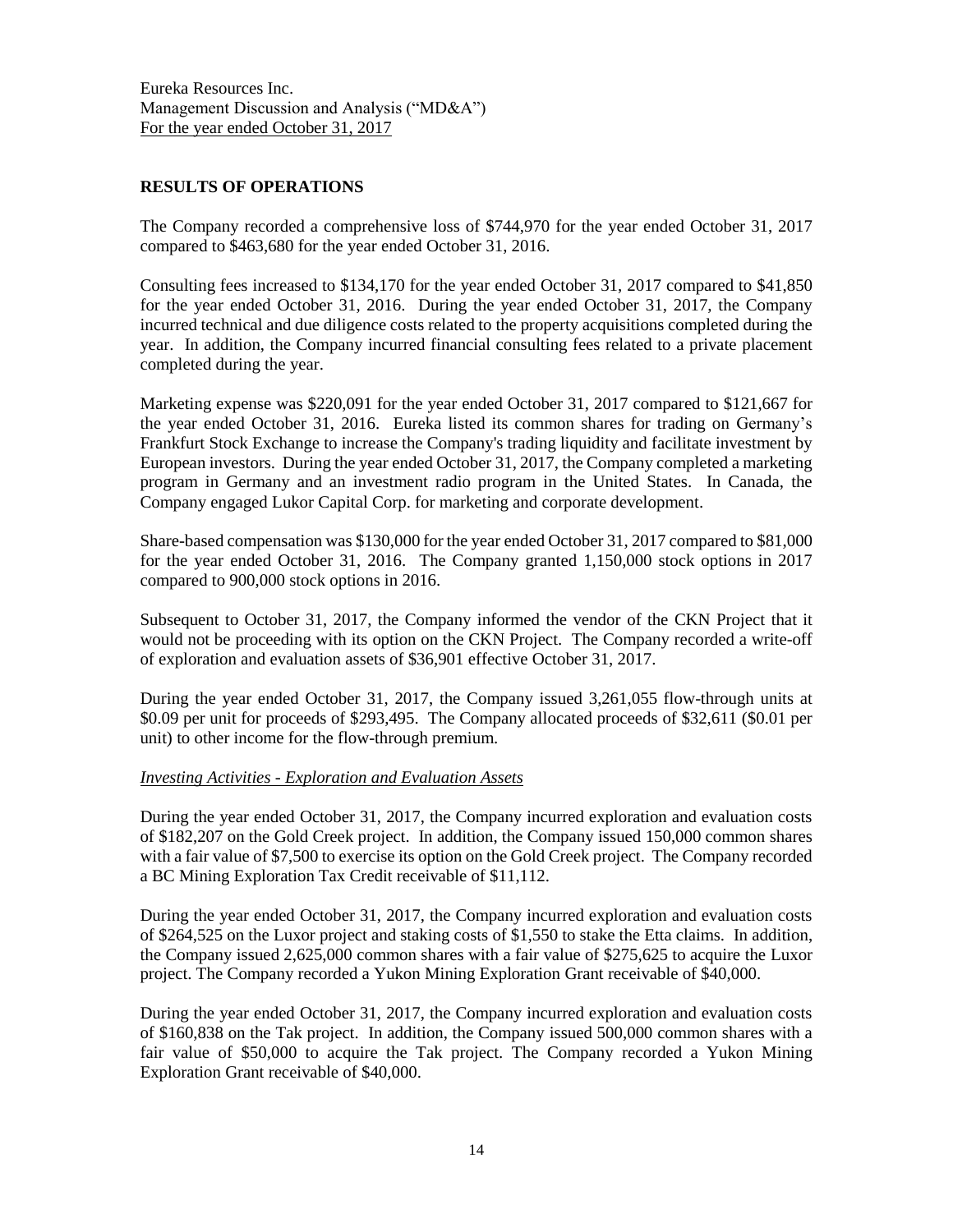## RESULTS OF OPERATIONS

The Company recorded a comprehensive loss of $744,970 for the year ended October 31, 2017 compared to $463,680 for the year ended October 31, 2016.

Consulting fees increased to $134,170 for the year ended October 31, 2017 compared to $41,850 for the year ended October 31, 2016. During the year ended October 31, 2017, the Company incurred technical and due diligence costs related to the property acquisitions completed during the year. In addition, the Company incurred financial consulting fees related to a private placement completed during the year.

Marketing expense was $220,091 for the year ended October 31, 2017 compared to $121,667 for the year ended October 31, 2016. Eureka listed its common shares for trading on Germany's Frankfurt Stock Exchange to increase the Company's trading liquidity and facilitate investment by European investors. During the year ended October 31, 2017, the Company completed a marketing program in Germany and an investment radio program in the United States. In Canada, the Company engaged Lukor Capital Corp. for marketing and corporate development.

Share-based compensation was $130,000 for the year ended October 31, 2017 compared to $81,000 for the year ended October 31, 2016. The Company granted 1,150,000 stock options in 2017 compared to 900,000 stock options in 2016.

Subsequent to October 31, 2017, the Company informed the vendor of the CKN Project that it would not be proceeding with its option on the CKN Project. The Company recorded a write-off of exploration and evaluation assets of $36,901 effective October 31, 2017.

During the year ended October 31, 2017, the Company issued 3,261,055 flow-through units at $0.09 per unit for proceeds of $293,495. The Company allocated proceeds of $32,611 ($0.01 per unit) to other income for the flow-through premium.

*Investing Activities - Exploration and Evaluation Assets*

During the year ended October 31, 2017, the Company incurred exploration and evaluation costs of $182,207 on the Gold Creek project. In addition, the Company issued 150,000 common shares with a fair value of $7,500 to exercise its option on the Gold Creek project. The Company recorded a BC Mining Exploration Tax Credit receivable of $11,112.

During the year ended October 31, 2017, the Company incurred exploration and evaluation costs of $264,525 on the Luxor project and staking costs of $1,550 to stake the Etta claims. In addition, the Company issued 2,625,000 common shares with a fair value of $275,625 to acquire the Luxor project. The Company recorded a Yukon Mining Exploration Grant receivable of $40,000.

During the year ended October 31, 2017, the Company incurred exploration and evaluation costs of $160,838 on the Tak project. In addition, the Company issued 500,000 common shares with a fair value of $50,000 to acquire the Tak project. The Company recorded a Yukon Mining Exploration Grant receivable of $40,000.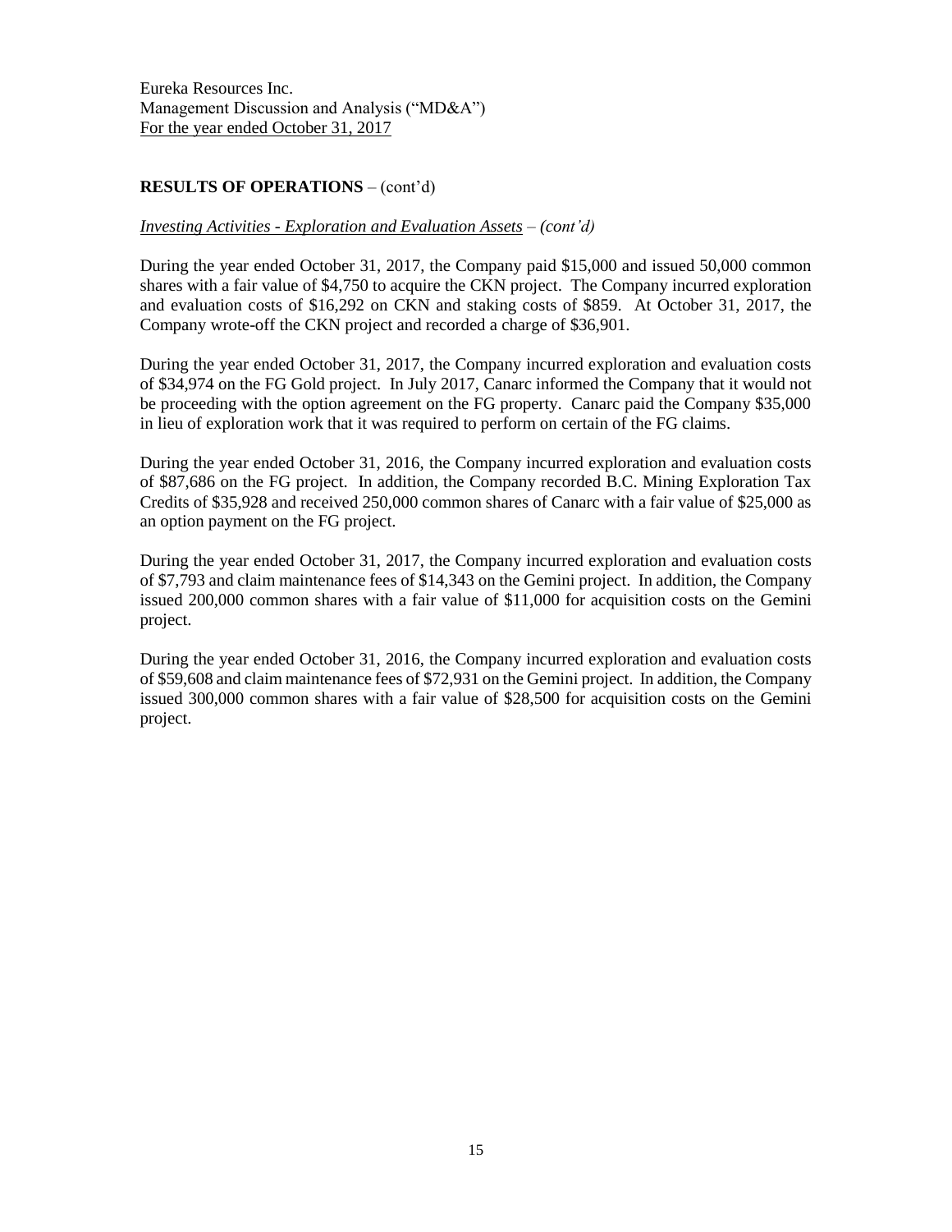## RESULTS OF OPERATIONS – (cont'd)

*Investing Activities - Exploration and Evaluation Assets – (cont'd)*

During the year ended October 31, 2017, the Company paid $15,000 and issued 50,000 common shares with a fair value of $4,750 to acquire the CKN project. The Company incurred exploration and evaluation costs of $16,292 on CKN and staking costs of $859. At October 31, 2017, the Company wrote-off the CKN project and recorded a charge of $36,901.

During the year ended October 31, 2017, the Company incurred exploration and evaluation costs of $34,974 on the FG Gold project. In July 2017, Canarc informed the Company that it would not be proceeding with the option agreement on the FG property. Canarc paid the Company $35,000 in lieu of exploration work that it was required to perform on certain of the FG claims.

During the year ended October 31, 2016, the Company incurred exploration and evaluation costs of $87,686 on the FG project. In addition, the Company recorded B.C. Mining Exploration Tax Credits of $35,928 and received 250,000 common shares of Canarc with a fair value of $25,000 as an option payment on the FG project.

During the year ended October 31, 2017, the Company incurred exploration and evaluation costs of $7,793 and claim maintenance fees of $14,343 on the Gemini project. In addition, the Company issued 200,000 common shares with a fair value of $11,000 for acquisition costs on the Gemini project.

During the year ended October 31, 2016, the Company incurred exploration and evaluation costs of $59,608 and claim maintenance fees of $72,931 on the Gemini project. In addition, the Company issued 300,000 common shares with a fair value of $28,500 for acquisition costs on the Gemini project.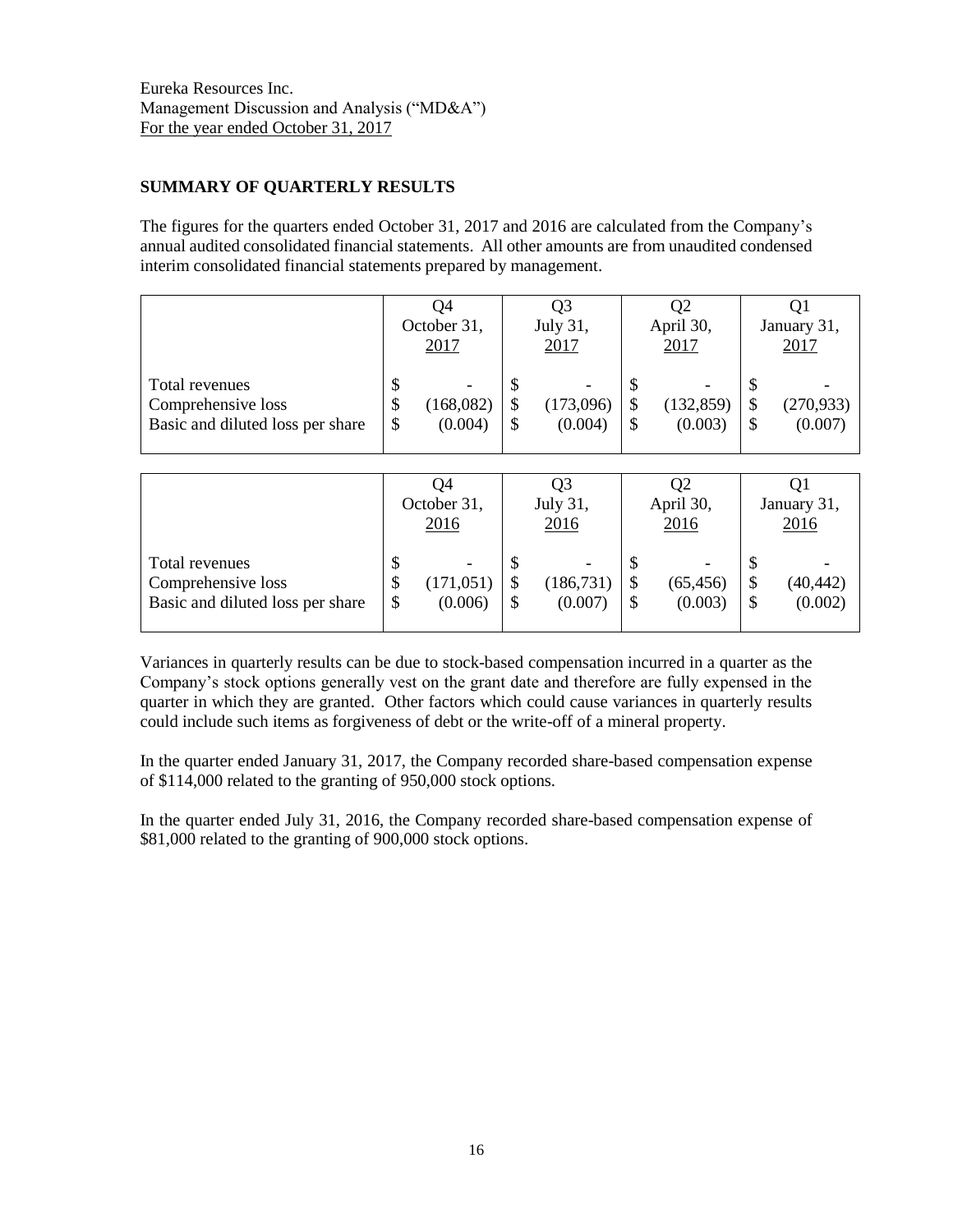Eureka Resources Inc.
Management Discussion and Analysis ("MD&A")
For the year ended October 31, 2017

## SUMMARY OF QUARTERLY RESULTS

The figures for the quarters ended October 31, 2017 and 2016 are calculated from the Company's annual audited consolidated financial statements. All other amounts are from unaudited condensed interim consolidated financial statements prepared by management.

| | Q4 October 31, 2017 | Q3 July 31, 2017 | Q2 April 30, 2017 | Q1 January 31, 2017 |
|---|---|---|---|---|
| Total revenues | $ - | $ - | $ - | $ - |
| Comprehensive loss | $ (168,082) | $ (173,096) | $ (132,859) | $ (270,933) |
| Basic and diluted loss per share | $ (0.004) | $ (0.004) | $ (0.003) | $ (0.007) |

| | Q4 October 31, 2016 | Q3 July 31, 2016 | Q2 April 30, 2016 | Q1 January 31, 2016 |
|---|---|---|---|---|
| Total revenues | $ - | $ - | $ - | $ - |
| Comprehensive loss | $ (171,051) | $ (186,731) | $ (65,456) | $ (40,442) |
| Basic and diluted loss per share | $ (0.006) | $ (0.007) | $ (0.003) | $ (0.002) |

Variances in quarterly results can be due to stock-based compensation incurred in a quarter as the Company's stock options generally vest on the grant date and therefore are fully expensed in the quarter in which they are granted. Other factors which could cause variances in quarterly results could include such items as forgiveness of debt or the write-off of a mineral property.

In the quarter ended January 31, 2017, the Company recorded share-based compensation expense of $114,000 related to the granting of 950,000 stock options.

In the quarter ended July 31, 2016, the Company recorded share-based compensation expense of $81,000 related to the granting of 900,000 stock options.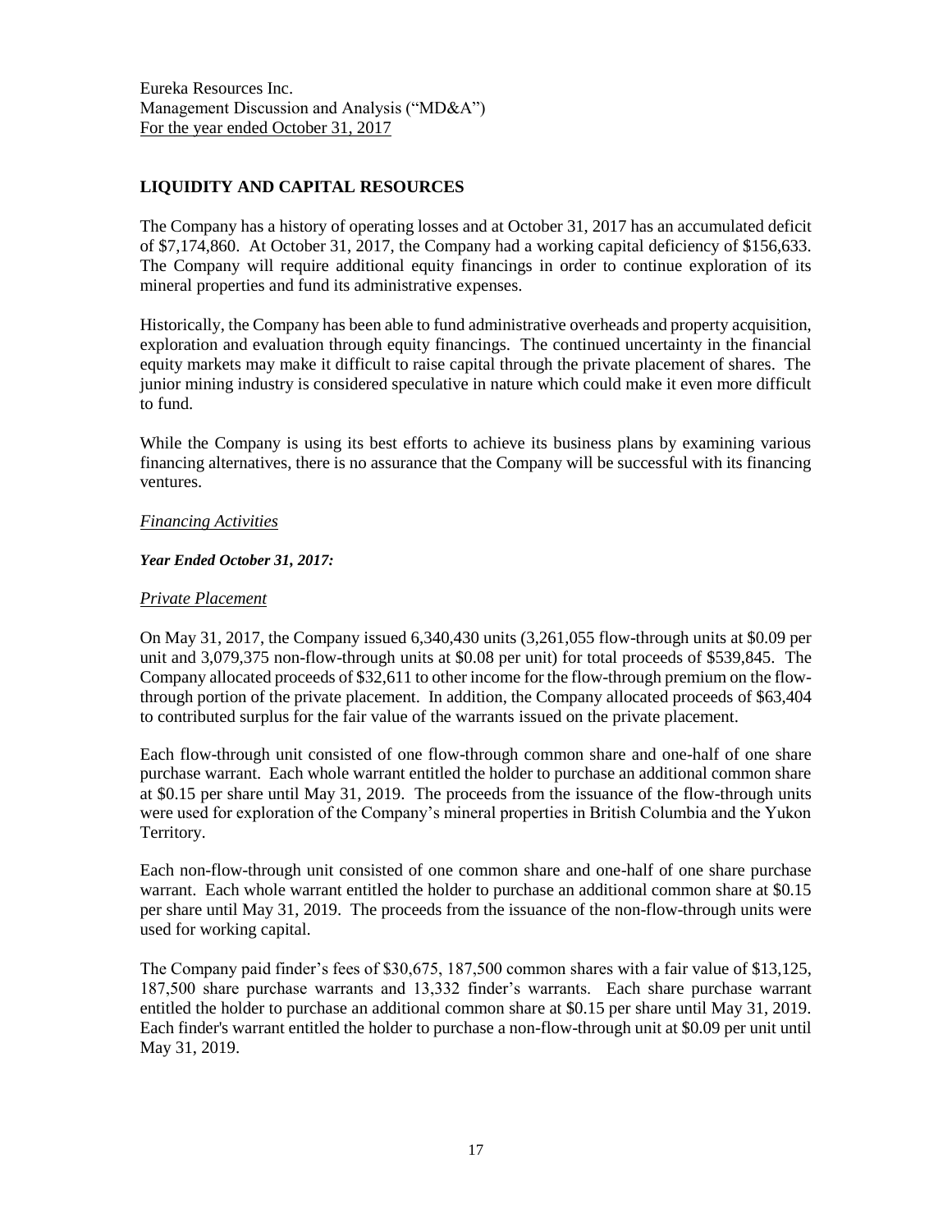## LIQUIDITY AND CAPITAL RESOURCES

The Company has a history of operating losses and at October 31, 2017 has an accumulated deficit of $7,174,860. At October 31, 2017, the Company had a working capital deficiency of $156,633. The Company will require additional equity financings in order to continue exploration of its mineral properties and fund its administrative expenses.

Historically, the Company has been able to fund administrative overheads and property acquisition, exploration and evaluation through equity financings. The continued uncertainty in the financial equity markets may make it difficult to raise capital through the private placement of shares. The junior mining industry is considered speculative in nature which could make it even more difficult to fund.

While the Company is using its best efforts to achieve its business plans by examining various financing alternatives, there is no assurance that the Company will be successful with its financing ventures.

*Financing Activities*

***Year Ended October 31, 2017:***

*Private Placement*

On May 31, 2017, the Company issued 6,340,430 units (3,261,055 flow-through units at $0.09 per unit and 3,079,375 non-flow-through units at $0.08 per unit) for total proceeds of $539,845. The Company allocated proceeds of $32,611 to other income for the flow-through premium on the flow-through portion of the private placement. In addition, the Company allocated proceeds of $63,404 to contributed surplus for the fair value of the warrants issued on the private placement.

Each flow-through unit consisted of one flow-through common share and one-half of one share purchase warrant. Each whole warrant entitled the holder to purchase an additional common share at $0.15 per share until May 31, 2019. The proceeds from the issuance of the flow-through units were used for exploration of the Company's mineral properties in British Columbia and the Yukon Territory.

Each non-flow-through unit consisted of one common share and one-half of one share purchase warrant. Each whole warrant entitled the holder to purchase an additional common share at $0.15 per share until May 31, 2019. The proceeds from the issuance of the non-flow-through units were used for working capital.

The Company paid finder's fees of $30,675, 187,500 common shares with a fair value of $13,125, 187,500 share purchase warrants and 13,332 finder's warrants. Each share purchase warrant entitled the holder to purchase an additional common share at $0.15 per share until May 31, 2019. Each finder's warrant entitled the holder to purchase a non-flow-through unit at $0.09 per unit until May 31, 2019.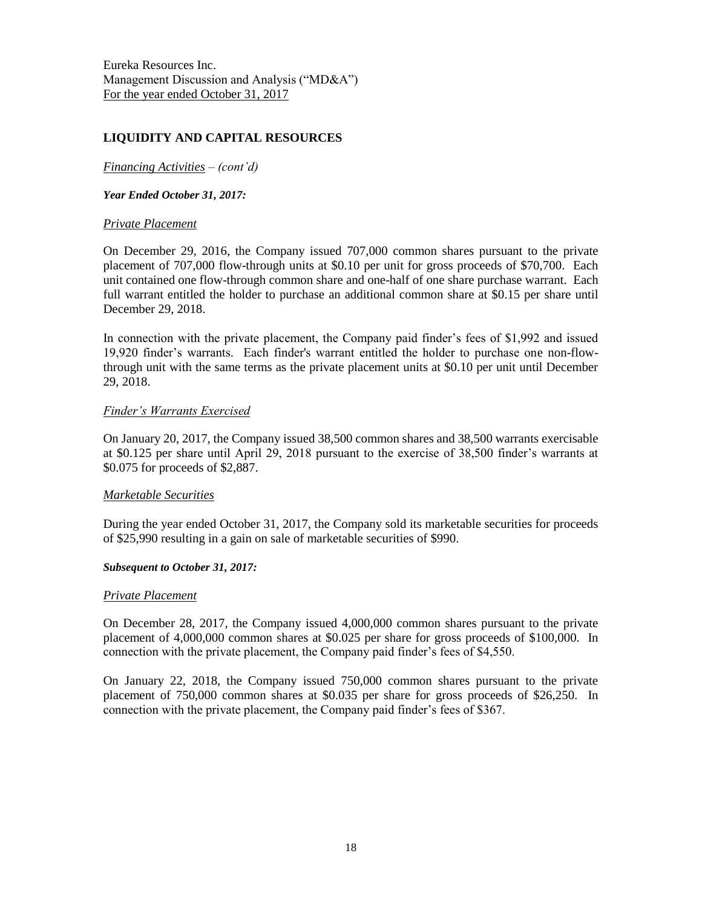## LIQUIDITY AND CAPITAL RESOURCES

*Financing Activities – (cont'd)*

***Year Ended October 31, 2017:***

*Private Placement*

On December 29, 2016, the Company issued 707,000 common shares pursuant to the private placement of 707,000 flow-through units at $0.10 per unit for gross proceeds of $70,700. Each unit contained one flow-through common share and one-half of one share purchase warrant. Each full warrant entitled the holder to purchase an additional common share at $0.15 per share until December 29, 2018.

In connection with the private placement, the Company paid finder's fees of $1,992 and issued 19,920 finder's warrants. Each finder's warrant entitled the holder to purchase one non-flow-through unit with the same terms as the private placement units at $0.10 per unit until December 29, 2018.

*Finder's Warrants Exercised*

On January 20, 2017, the Company issued 38,500 common shares and 38,500 warrants exercisable at $0.125 per share until April 29, 2018 pursuant to the exercise of 38,500 finder's warrants at $0.075 for proceeds of $2,887.

*Marketable Securities*

During the year ended October 31, 2017, the Company sold its marketable securities for proceeds of $25,990 resulting in a gain on sale of marketable securities of $990.

***Subsequent to October 31, 2017:***

*Private Placement*

On December 28, 2017, the Company issued 4,000,000 common shares pursuant to the private placement of 4,000,000 common shares at $0.025 per share for gross proceeds of $100,000. In connection with the private placement, the Company paid finder's fees of $4,550.

On January 22, 2018, the Company issued 750,000 common shares pursuant to the private placement of 750,000 common shares at $0.035 per share for gross proceeds of $26,250. In connection with the private placement, the Company paid finder's fees of $367.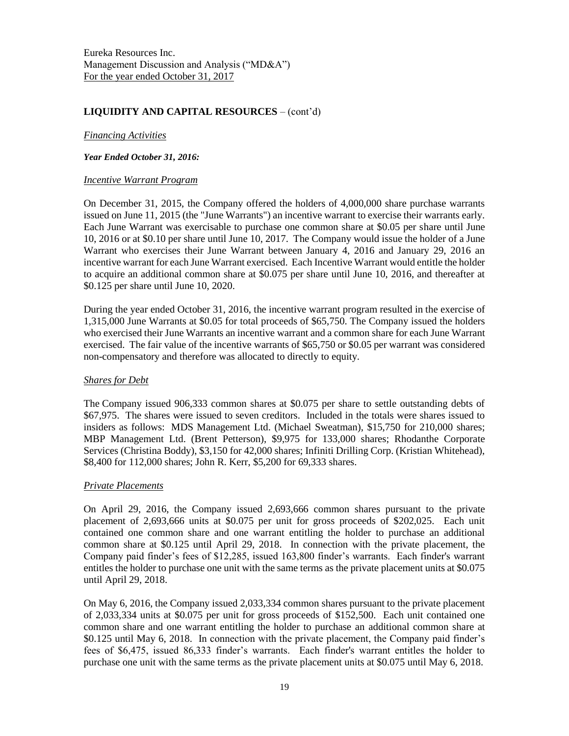Eureka Resources Inc.
Management Discussion and Analysis ("MD&A")
For the year ended October 31, 2017

## LIQUIDITY AND CAPITAL RESOURCES – (cont'd)

*Financing Activities*

***Year Ended October 31, 2016:***

*Incentive Warrant Program*

On December 31, 2015, the Company offered the holders of 4,000,000 share purchase warrants issued on June 11, 2015 (the "June Warrants") an incentive warrant to exercise their warrants early. Each June Warrant was exercisable to purchase one common share at $0.05 per share until June 10, 2016 or at $0.10 per share until June 10, 2017. The Company would issue the holder of a June Warrant who exercises their June Warrant between January 4, 2016 and January 29, 2016 an incentive warrant for each June Warrant exercised. Each Incentive Warrant would entitle the holder to acquire an additional common share at $0.075 per share until June 10, 2016, and thereafter at $0.125 per share until June 10, 2020.

During the year ended October 31, 2016, the incentive warrant program resulted in the exercise of 1,315,000 June Warrants at $0.05 for total proceeds of $65,750. The Company issued the holders who exercised their June Warrants an incentive warrant and a common share for each June Warrant exercised. The fair value of the incentive warrants of $65,750 or $0.05 per warrant was considered non-compensatory and therefore was allocated to directly to equity.

*Shares for Debt*

The Company issued 906,333 common shares at $0.075 per share to settle outstanding debts of $67,975. The shares were issued to seven creditors. Included in the totals were shares issued to insiders as follows: MDS Management Ltd. (Michael Sweatman), $15,750 for 210,000 shares; MBP Management Ltd. (Brent Petterson), $9,975 for 133,000 shares; Rhodanthe Corporate Services (Christina Boddy), $3,150 for 42,000 shares; Infiniti Drilling Corp. (Kristian Whitehead), $8,400 for 112,000 shares; John R. Kerr, $5,200 for 69,333 shares.

*Private Placements*

On April 29, 2016, the Company issued 2,693,666 common shares pursuant to the private placement of 2,693,666 units at $0.075 per unit for gross proceeds of $202,025. Each unit contained one common share and one warrant entitling the holder to purchase an additional common share at $0.125 until April 29, 2018. In connection with the private placement, the Company paid finder's fees of $12,285, issued 163,800 finder's warrants. Each finder's warrant entitles the holder to purchase one unit with the same terms as the private placement units at $0.075 until April 29, 2018.

On May 6, 2016, the Company issued 2,033,334 common shares pursuant to the private placement of 2,033,334 units at $0.075 per unit for gross proceeds of $152,500. Each unit contained one common share and one warrant entitling the holder to purchase an additional common share at $0.125 until May 6, 2018. In connection with the private placement, the Company paid finder's fees of $6,475, issued 86,333 finder's warrants. Each finder's warrant entitles the holder to purchase one unit with the same terms as the private placement units at $0.075 until May 6, 2018.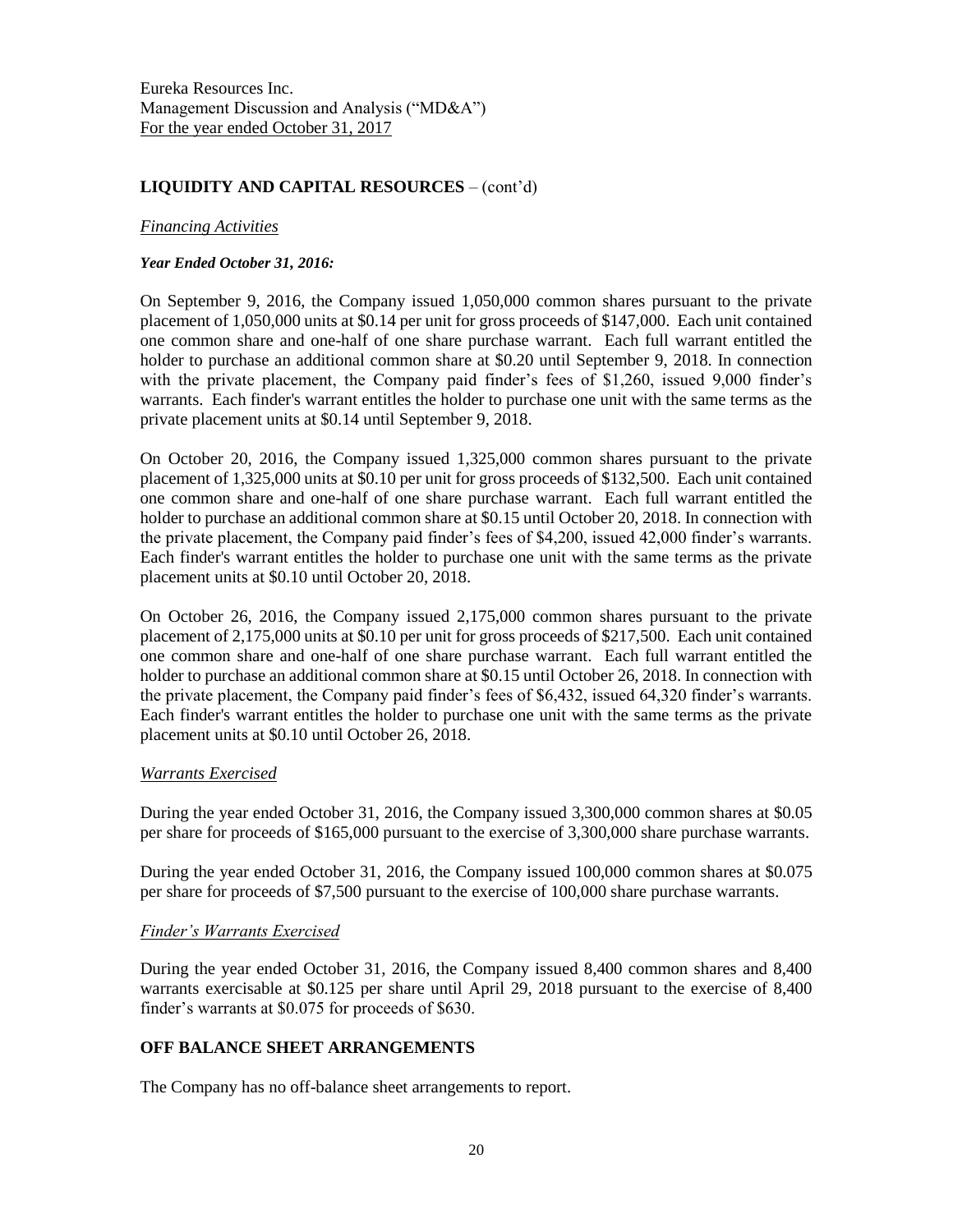## LIQUIDITY AND CAPITAL RESOURCES – (cont'd)

*Financing Activities*

***Year Ended October 31, 2016:***

On September 9, 2016, the Company issued 1,050,000 common shares pursuant to the private placement of 1,050,000 units at $0.14 per unit for gross proceeds of $147,000. Each unit contained one common share and one-half of one share purchase warrant. Each full warrant entitled the holder to purchase an additional common share at $0.20 until September 9, 2018. In connection with the private placement, the Company paid finder's fees of $1,260, issued 9,000 finder's warrants. Each finder's warrant entitles the holder to purchase one unit with the same terms as the private placement units at $0.14 until September 9, 2018.

On October 20, 2016, the Company issued 1,325,000 common shares pursuant to the private placement of 1,325,000 units at $0.10 per unit for gross proceeds of $132,500. Each unit contained one common share and one-half of one share purchase warrant. Each full warrant entitled the holder to purchase an additional common share at $0.15 until October 20, 2018. In connection with the private placement, the Company paid finder's fees of $4,200, issued 42,000 finder's warrants. Each finder's warrant entitles the holder to purchase one unit with the same terms as the private placement units at $0.10 until October 20, 2018.

On October 26, 2016, the Company issued 2,175,000 common shares pursuant to the private placement of 2,175,000 units at $0.10 per unit for gross proceeds of $217,500. Each unit contained one common share and one-half of one share purchase warrant. Each full warrant entitled the holder to purchase an additional common share at $0.15 until October 26, 2018. In connection with the private placement, the Company paid finder's fees of $6,432, issued 64,320 finder's warrants. Each finder's warrant entitles the holder to purchase one unit with the same terms as the private placement units at $0.10 until October 26, 2018.

*Warrants Exercised*

During the year ended October 31, 2016, the Company issued 3,300,000 common shares at $0.05 per share for proceeds of $165,000 pursuant to the exercise of 3,300,000 share purchase warrants.

During the year ended October 31, 2016, the Company issued 100,000 common shares at $0.075 per share for proceeds of $7,500 pursuant to the exercise of 100,000 share purchase warrants.

*Finder's Warrants Exercised*

During the year ended October 31, 2016, the Company issued 8,400 common shares and 8,400 warrants exercisable at $0.125 per share until April 29, 2018 pursuant to the exercise of 8,400 finder's warrants at $0.075 for proceeds of $630.

## OFF BALANCE SHEET ARRANGEMENTS

The Company has no off-balance sheet arrangements to report.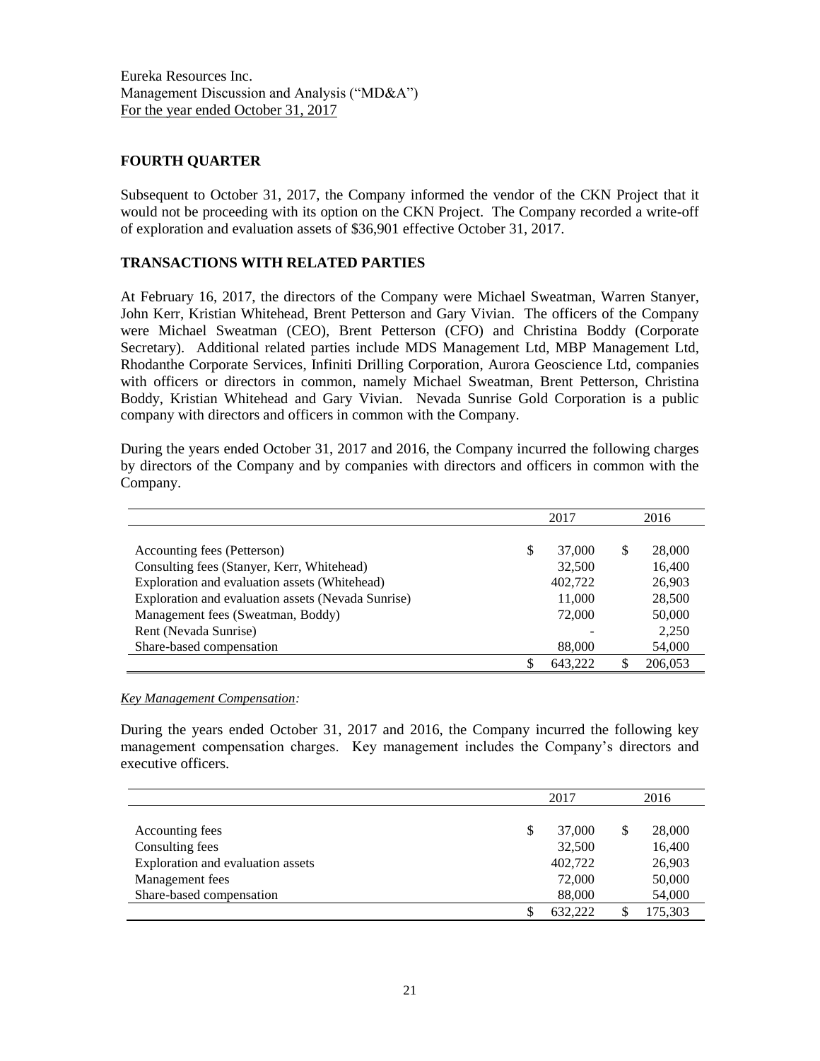Eureka Resources Inc.
Management Discussion and Analysis ("MD&A")
For the year ended October 31, 2017

## FOURTH QUARTER

Subsequent to October 31, 2017, the Company informed the vendor of the CKN Project that it would not be proceeding with its option on the CKN Project. The Company recorded a write-off of exploration and evaluation assets of $36,901 effective October 31, 2017.

## TRANSACTIONS WITH RELATED PARTIES

At February 16, 2017, the directors of the Company were Michael Sweatman, Warren Stanyer, John Kerr, Kristian Whitehead, Brent Petterson and Gary Vivian. The officers of the Company were Michael Sweatman (CEO), Brent Petterson (CFO) and Christina Boddy (Corporate Secretary). Additional related parties include MDS Management Ltd, MBP Management Ltd, Rhodanthe Corporate Services, Infiniti Drilling Corporation, Aurora Geoscience Ltd, companies with officers or directors in common, namely Michael Sweatman, Brent Petterson, Christina Boddy, Kristian Whitehead and Gary Vivian. Nevada Sunrise Gold Corporation is a public company with directors and officers in common with the Company.

During the years ended October 31, 2017 and 2016, the Company incurred the following charges by directors of the Company and by companies with directors and officers in common with the Company.

| | 2017 | 2016 |
|---|---|---|
| Accounting fees (Petterson) | $ 37,000 | $ 28,000 |
| Consulting fees (Stanyer, Kerr, Whitehead) | 32,500 | 16,400 |
| Exploration and evaluation assets (Whitehead) | 402,722 | 26,903 |
| Exploration and evaluation assets (Nevada Sunrise) | 11,000 | 28,500 |
| Management fees (Sweatman, Boddy) | 72,000 | 50,000 |
| Rent (Nevada Sunrise) | - | 2,250 |
| Share-based compensation | 88,000 | 54,000 |
| | $ 643,222 | $ 206,053 |

*Key Management Compensation:*

During the years ended October 31, 2017 and 2016, the Company incurred the following key management compensation charges. Key management includes the Company's directors and executive officers.

| | 2017 | 2016 |
|---|---|---|
| Accounting fees | $ 37,000 | $ 28,000 |
| Consulting fees | 32,500 | 16,400 |
| Exploration and evaluation assets | 402,722 | 26,903 |
| Management fees | 72,000 | 50,000 |
| Share-based compensation | 88,000 | 54,000 |
| | $ 632,222 | $ 175,303 |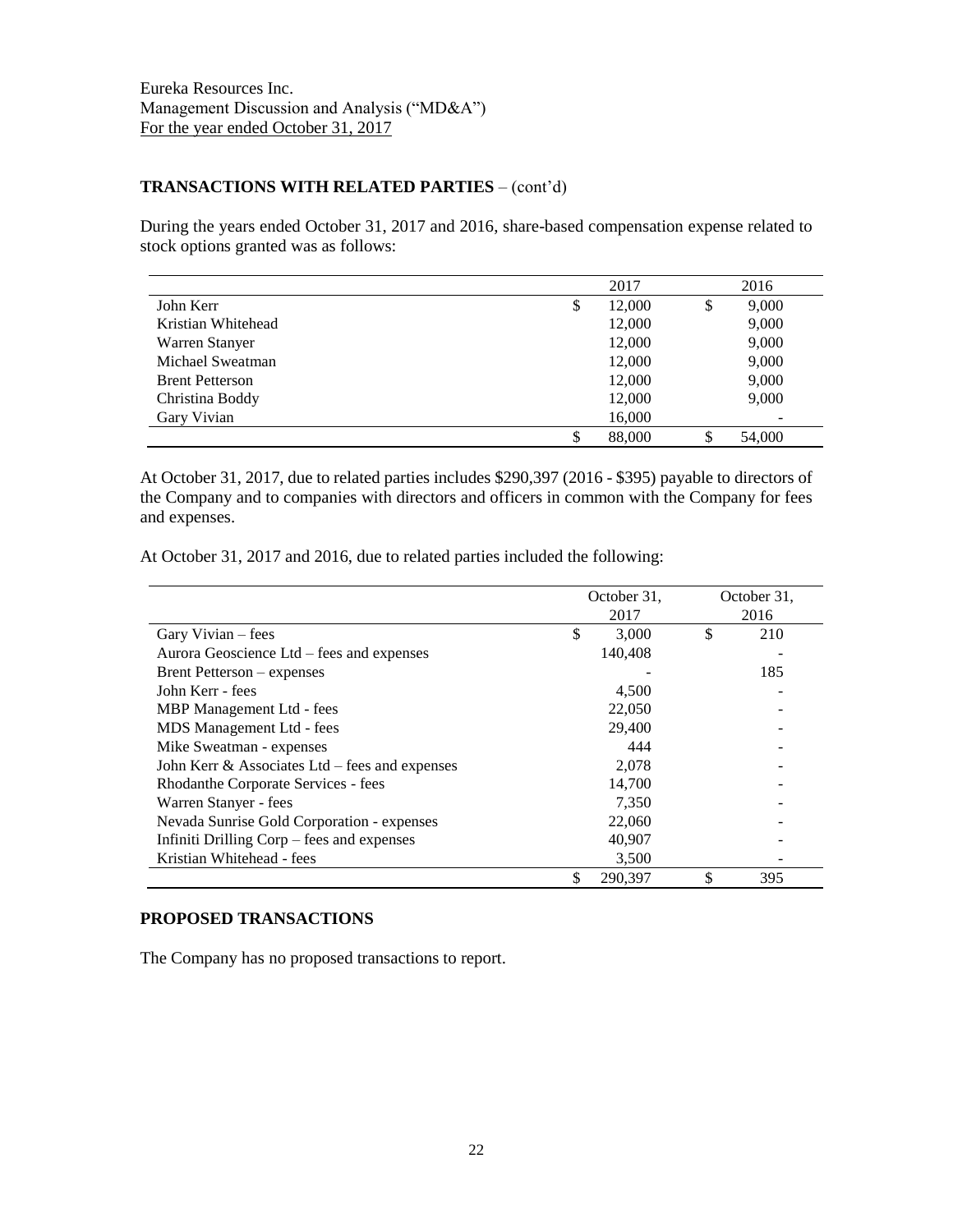Eureka Resources Inc.
Management Discussion and Analysis ("MD&A")
For the year ended October 31, 2017

## TRANSACTIONS WITH RELATED PARTIES – (cont'd)

During the years ended October 31, 2017 and 2016, share-based compensation expense related to stock options granted was as follows:

| | 2017 | 2016 |
|---|---|---|
| John Kerr | $ 12,000 | $ 9,000 |
| Kristian Whitehead | 12,000 | 9,000 |
| Warren Stanyer | 12,000 | 9,000 |
| Michael Sweatman | 12,000 | 9,000 |
| Brent Petterson | 12,000 | 9,000 |
| Christina Boddy | 12,000 | 9,000 |
| Gary Vivian | 16,000 | - |
| | $ 88,000 | $ 54,000 |

At October 31, 2017, due to related parties includes $290,397 (2016 - $395) payable to directors of the Company and to companies with directors and officers in common with the Company for fees and expenses.

At October 31, 2017 and 2016, due to related parties included the following:

| | October 31, 2017 | October 31, 2016 |
|---|---|---|
| Gary Vivian – fees | $ 3,000 | $ 210 |
| Aurora Geoscience Ltd – fees and expenses | 140,408 | - |
| Brent Petterson – expenses | - | 185 |
| John Kerr - fees | 4,500 | - |
| MBP Management Ltd - fees | 22,050 | - |
| MDS Management Ltd - fees | 29,400 | - |
| Mike Sweatman - expenses | 444 | - |
| John Kerr & Associates Ltd – fees and expenses | 2,078 | - |
| Rhodanthe Corporate Services - fees | 14,700 | - |
| Warren Stanyer - fees | 7,350 | - |
| Nevada Sunrise Gold Corporation - expenses | 22,060 | - |
| Infiniti Drilling Corp – fees and expenses | 40,907 | - |
| Kristian Whitehead - fees | 3,500 | - |
| | $ 290,397 | $ 395 |

## PROPOSED TRANSACTIONS

The Company has no proposed transactions to report.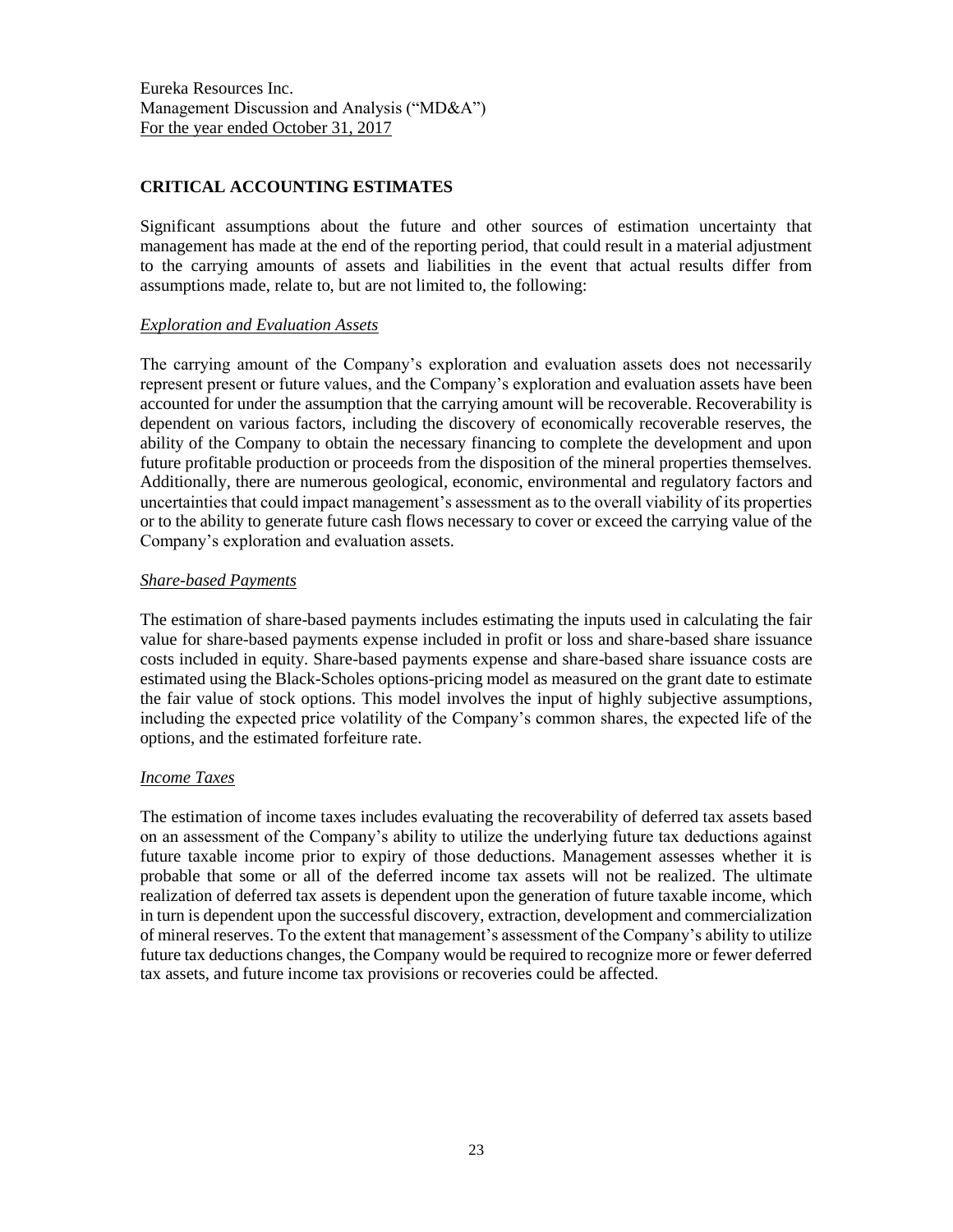## CRITICAL ACCOUNTING ESTIMATES

Significant assumptions about the future and other sources of estimation uncertainty that management has made at the end of the reporting period, that could result in a material adjustment to the carrying amounts of assets and liabilities in the event that actual results differ from assumptions made, relate to, but are not limited to, the following:

### *Exploration and Evaluation Assets*

The carrying amount of the Company's exploration and evaluation assets does not necessarily represent present or future values, and the Company's exploration and evaluation assets have been accounted for under the assumption that the carrying amount will be recoverable. Recoverability is dependent on various factors, including the discovery of economically recoverable reserves, the ability of the Company to obtain the necessary financing to complete the development and upon future profitable production or proceeds from the disposition of the mineral properties themselves. Additionally, there are numerous geological, economic, environmental and regulatory factors and uncertainties that could impact management's assessment as to the overall viability of its properties or to the ability to generate future cash flows necessary to cover or exceed the carrying value of the Company's exploration and evaluation assets.

### *Share-based Payments*

The estimation of share-based payments includes estimating the inputs used in calculating the fair value for share-based payments expense included in profit or loss and share-based share issuance costs included in equity. Share-based payments expense and share-based share issuance costs are estimated using the Black-Scholes options-pricing model as measured on the grant date to estimate the fair value of stock options. This model involves the input of highly subjective assumptions, including the expected price volatility of the Company's common shares, the expected life of the options, and the estimated forfeiture rate.

### *Income Taxes*

The estimation of income taxes includes evaluating the recoverability of deferred tax assets based on an assessment of the Company's ability to utilize the underlying future tax deductions against future taxable income prior to expiry of those deductions. Management assesses whether it is probable that some or all of the deferred income tax assets will not be realized. The ultimate realization of deferred tax assets is dependent upon the generation of future taxable income, which in turn is dependent upon the successful discovery, extraction, development and commercialization of mineral reserves. To the extent that management's assessment of the Company's ability to utilize future tax deductions changes, the Company would be required to recognize more or fewer deferred tax assets, and future income tax provisions or recoveries could be affected.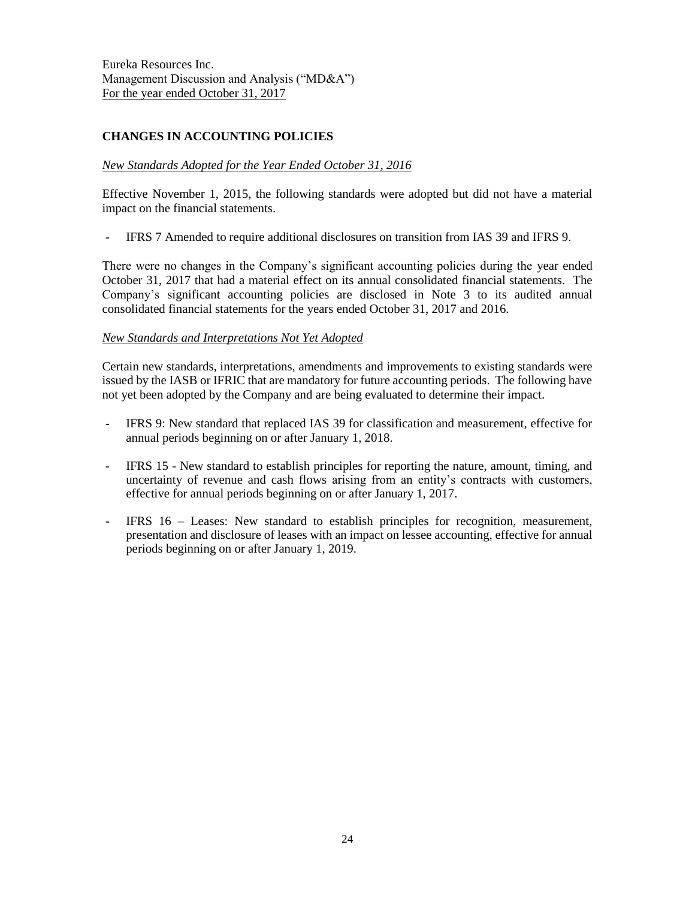Eureka Resources Inc.
Management Discussion and Analysis ("MD&A")
For the year ended October 31, 2017

## CHANGES IN ACCOUNTING POLICIES

*New Standards Adopted for the Year Ended October 31, 2016*

Effective November 1, 2015, the following standards were adopted but did not have a material impact on the financial statements.

- IFRS 7 Amended to require additional disclosures on transition from IAS 39 and IFRS 9.

There were no changes in the Company's significant accounting policies during the year ended October 31, 2017 that had a material effect on its annual consolidated financial statements. The Company's significant accounting policies are disclosed in Note 3 to its audited annual consolidated financial statements for the years ended October 31, 2017 and 2016.

*New Standards and Interpretations Not Yet Adopted*

Certain new standards, interpretations, amendments and improvements to existing standards were issued by the IASB or IFRIC that are mandatory for future accounting periods. The following have not yet been adopted by the Company and are being evaluated to determine their impact.

- IFRS 9: New standard that replaced IAS 39 for classification and measurement, effective for annual periods beginning on or after January 1, 2018.
- IFRS 15 - New standard to establish principles for reporting the nature, amount, timing, and uncertainty of revenue and cash flows arising from an entity's contracts with customers, effective for annual periods beginning on or after January 1, 2017.
- IFRS 16 – Leases: New standard to establish principles for recognition, measurement, presentation and disclosure of leases with an impact on lessee accounting, effective for annual periods beginning on or after January 1, 2019.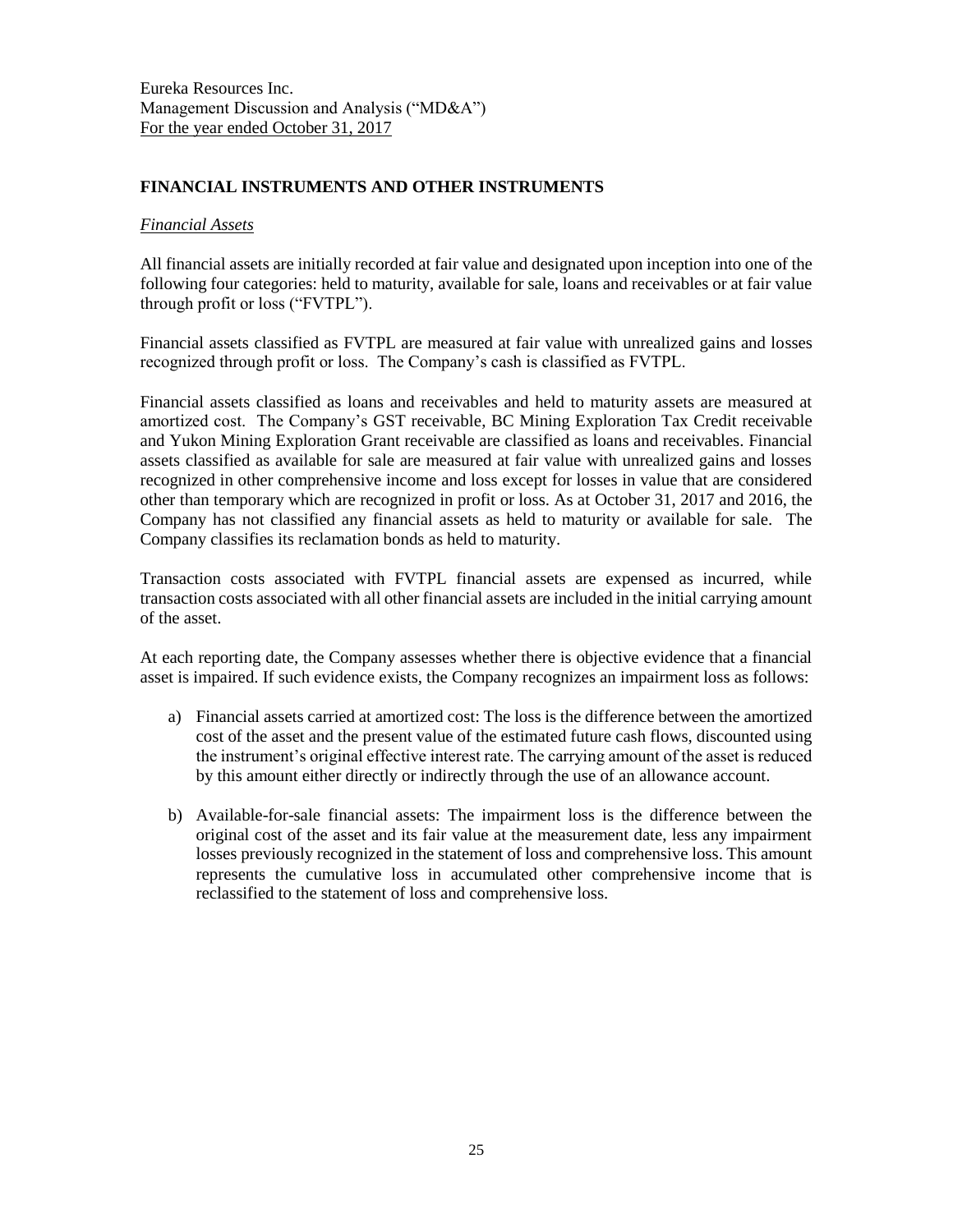## FINANCIAL INSTRUMENTS AND OTHER INSTRUMENTS

### *Financial Assets*

All financial assets are initially recorded at fair value and designated upon inception into one of the following four categories: held to maturity, available for sale, loans and receivables or at fair value through profit or loss ("FVTPL").

Financial assets classified as FVTPL are measured at fair value with unrealized gains and losses recognized through profit or loss. The Company's cash is classified as FVTPL.

Financial assets classified as loans and receivables and held to maturity assets are measured at amortized cost. The Company's GST receivable, BC Mining Exploration Tax Credit receivable and Yukon Mining Exploration Grant receivable are classified as loans and receivables. Financial assets classified as available for sale are measured at fair value with unrealized gains and losses recognized in other comprehensive income and loss except for losses in value that are considered other than temporary which are recognized in profit or loss. As at October 31, 2017 and 2016, the Company has not classified any financial assets as held to maturity or available for sale. The Company classifies its reclamation bonds as held to maturity.

Transaction costs associated with FVTPL financial assets are expensed as incurred, while transaction costs associated with all other financial assets are included in the initial carrying amount of the asset.

At each reporting date, the Company assesses whether there is objective evidence that a financial asset is impaired. If such evidence exists, the Company recognizes an impairment loss as follows:

a) Financial assets carried at amortized cost: The loss is the difference between the amortized cost of the asset and the present value of the estimated future cash flows, discounted using the instrument's original effective interest rate. The carrying amount of the asset is reduced by this amount either directly or indirectly through the use of an allowance account.

b) Available-for-sale financial assets: The impairment loss is the difference between the original cost of the asset and its fair value at the measurement date, less any impairment losses previously recognized in the statement of loss and comprehensive loss. This amount represents the cumulative loss in accumulated other comprehensive income that is reclassified to the statement of loss and comprehensive loss.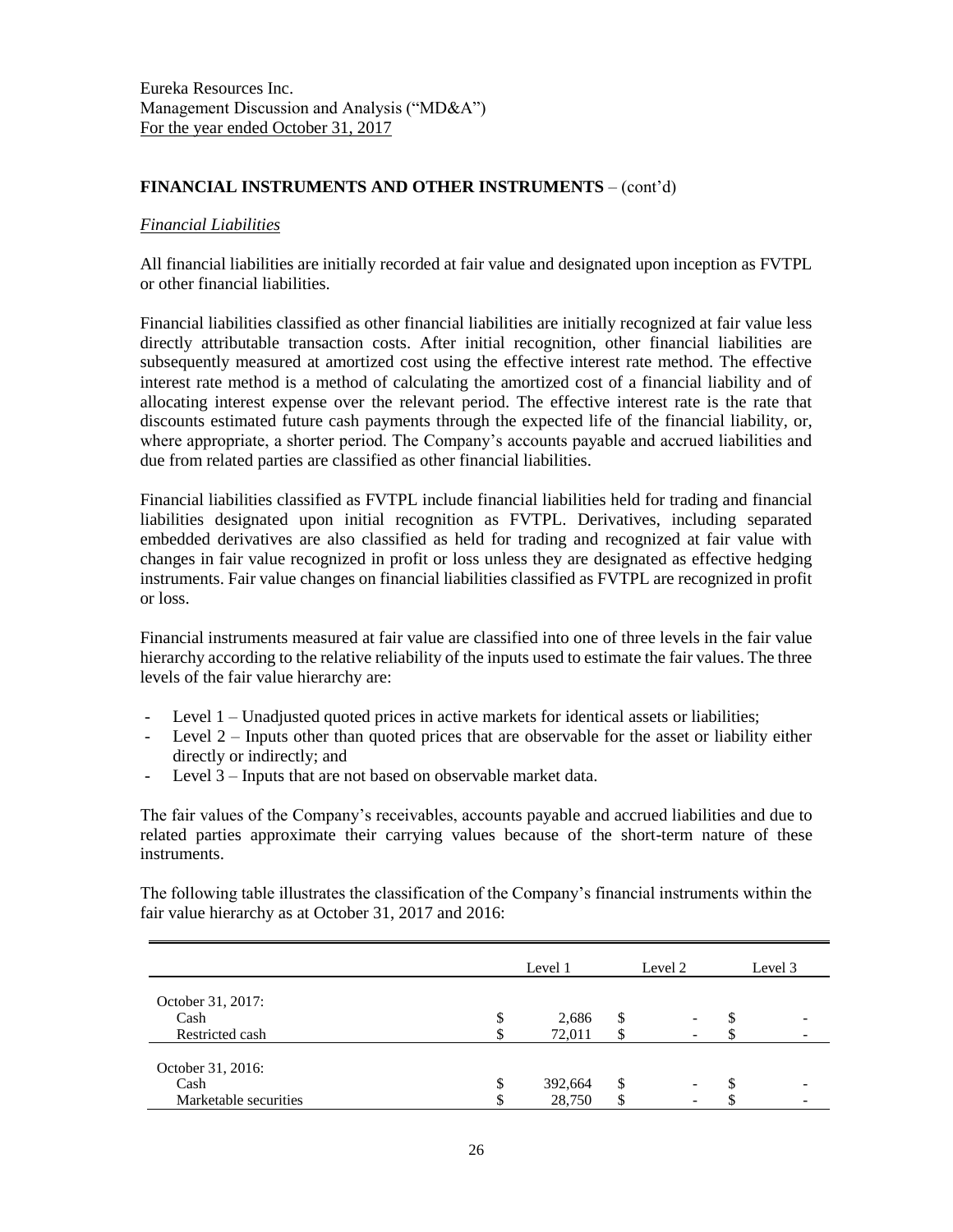## FINANCIAL INSTRUMENTS AND OTHER INSTRUMENTS – (cont'd)

### *Financial Liabilities*

All financial liabilities are initially recorded at fair value and designated upon inception as FVTPL or other financial liabilities.

Financial liabilities classified as other financial liabilities are initially recognized at fair value less directly attributable transaction costs. After initial recognition, other financial liabilities are subsequently measured at amortized cost using the effective interest rate method. The effective interest rate method is a method of calculating the amortized cost of a financial liability and of allocating interest expense over the relevant period. The effective interest rate is the rate that discounts estimated future cash payments through the expected life of the financial liability, or, where appropriate, a shorter period. The Company's accounts payable and accrued liabilities and due from related parties are classified as other financial liabilities.

Financial liabilities classified as FVTPL include financial liabilities held for trading and financial liabilities designated upon initial recognition as FVTPL. Derivatives, including separated embedded derivatives are also classified as held for trading and recognized at fair value with changes in fair value recognized in profit or loss unless they are designated as effective hedging instruments. Fair value changes on financial liabilities classified as FVTPL are recognized in profit or loss.

Financial instruments measured at fair value are classified into one of three levels in the fair value hierarchy according to the relative reliability of the inputs used to estimate the fair values. The three levels of the fair value hierarchy are:

- Level 1 – Unadjusted quoted prices in active markets for identical assets or liabilities;
- Level 2 – Inputs other than quoted prices that are observable for the asset or liability either directly or indirectly; and
- Level 3 – Inputs that are not based on observable market data.

The fair values of the Company's receivables, accounts payable and accrued liabilities and due to related parties approximate their carrying values because of the short-term nature of these instruments.

The following table illustrates the classification of the Company's financial instruments within the fair value hierarchy as at October 31, 2017 and 2016:

| | Level 1 | Level 2 | Level 3 |
|---|---|---|---|
| October 31, 2017: | | | |
| Cash | $ 2,686 | $ - | $ - |
| Restricted cash | $ 72,011 | $ - | $ - |
| October 31, 2016: | | | |
| Cash | $ 392,664 | $ - | $ - |
| Marketable securities | $ 28,750 | $ - | $ - |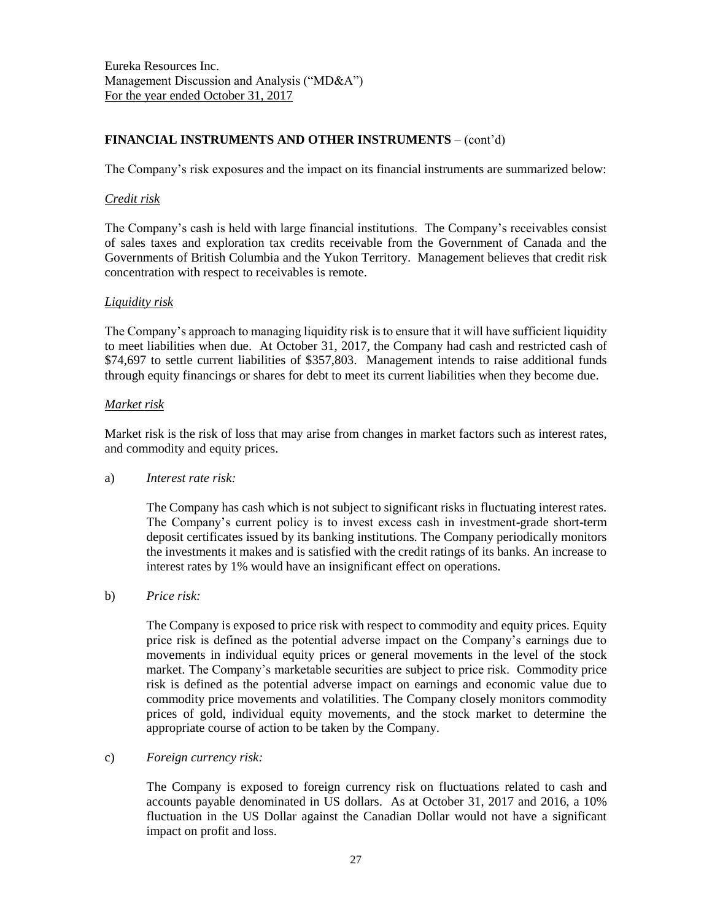## FINANCIAL INSTRUMENTS AND OTHER INSTRUMENTS – (cont'd)

The Company's risk exposures and the impact on its financial instruments are summarized below:

### *Credit risk*

The Company's cash is held with large financial institutions. The Company's receivables consist of sales taxes and exploration tax credits receivable from the Government of Canada and the Governments of British Columbia and the Yukon Territory. Management believes that credit risk concentration with respect to receivables is remote.

### *Liquidity risk*

The Company's approach to managing liquidity risk is to ensure that it will have sufficient liquidity to meet liabilities when due. At October 31, 2017, the Company had cash and restricted cash of $74,697 to settle current liabilities of $357,803. Management intends to raise additional funds through equity financings or shares for debt to meet its current liabilities when they become due.

### *Market risk*

Market risk is the risk of loss that may arise from changes in market factors such as interest rates, and commodity and equity prices.

a) *Interest rate risk:*

The Company has cash which is not subject to significant risks in fluctuating interest rates. The Company's current policy is to invest excess cash in investment-grade short-term deposit certificates issued by its banking institutions. The Company periodically monitors the investments it makes and is satisfied with the credit ratings of its banks. An increase to interest rates by 1% would have an insignificant effect on operations.

b) *Price risk:*

The Company is exposed to price risk with respect to commodity and equity prices. Equity price risk is defined as the potential adverse impact on the Company's earnings due to movements in individual equity prices or general movements in the level of the stock market. The Company's marketable securities are subject to price risk. Commodity price risk is defined as the potential adverse impact on earnings and economic value due to commodity price movements and volatilities. The Company closely monitors commodity prices of gold, individual equity movements, and the stock market to determine the appropriate course of action to be taken by the Company.

c) *Foreign currency risk:*

The Company is exposed to foreign currency risk on fluctuations related to cash and accounts payable denominated in US dollars. As at October 31, 2017 and 2016, a 10% fluctuation in the US Dollar against the Canadian Dollar would not have a significant impact on profit and loss.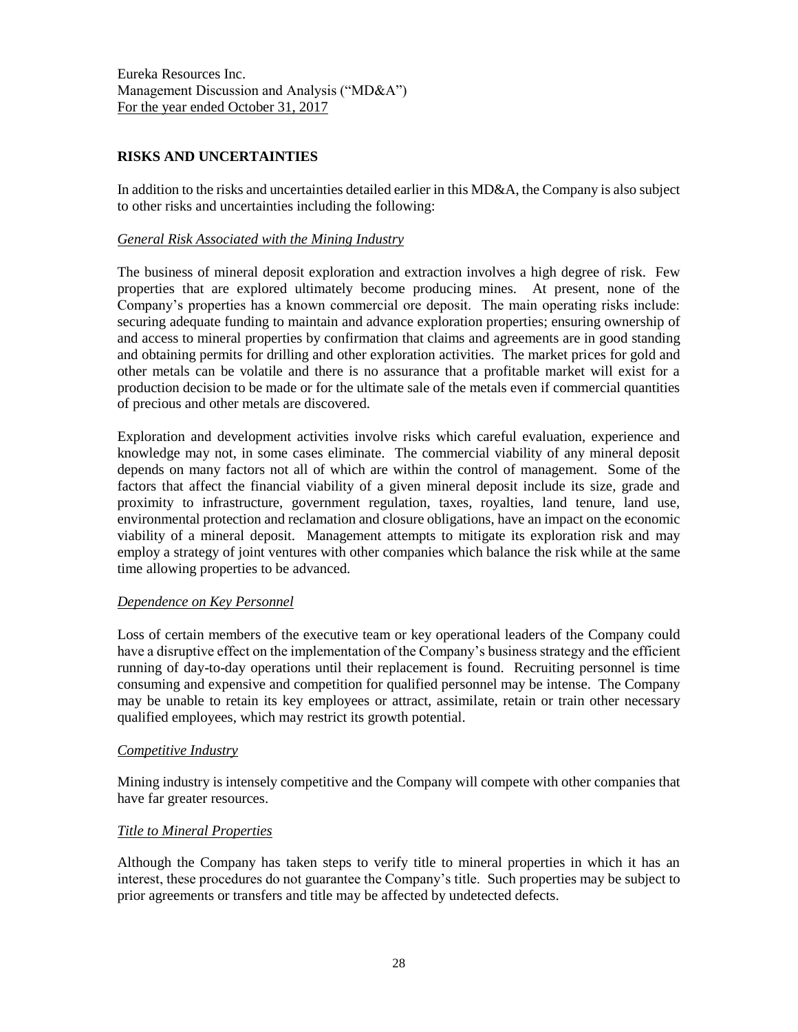## RISKS AND UNCERTAINTIES

In addition to the risks and uncertainties detailed earlier in this MD&A, the Company is also subject to other risks and uncertainties including the following:

### *General Risk Associated with the Mining Industry*

The business of mineral deposit exploration and extraction involves a high degree of risk. Few properties that are explored ultimately become producing mines. At present, none of the Company's properties has a known commercial ore deposit. The main operating risks include: securing adequate funding to maintain and advance exploration properties; ensuring ownership of and access to mineral properties by confirmation that claims and agreements are in good standing and obtaining permits for drilling and other exploration activities. The market prices for gold and other metals can be volatile and there is no assurance that a profitable market will exist for a production decision to be made or for the ultimate sale of the metals even if commercial quantities of precious and other metals are discovered.

Exploration and development activities involve risks which careful evaluation, experience and knowledge may not, in some cases eliminate. The commercial viability of any mineral deposit depends on many factors not all of which are within the control of management. Some of the factors that affect the financial viability of a given mineral deposit include its size, grade and proximity to infrastructure, government regulation, taxes, royalties, land tenure, land use, environmental protection and reclamation and closure obligations, have an impact on the economic viability of a mineral deposit. Management attempts to mitigate its exploration risk and may employ a strategy of joint ventures with other companies which balance the risk while at the same time allowing properties to be advanced.

### *Dependence on Key Personnel*

Loss of certain members of the executive team or key operational leaders of the Company could have a disruptive effect on the implementation of the Company's business strategy and the efficient running of day-to-day operations until their replacement is found. Recruiting personnel is time consuming and expensive and competition for qualified personnel may be intense. The Company may be unable to retain its key employees or attract, assimilate, retain or train other necessary qualified employees, which may restrict its growth potential.

### *Competitive Industry*

Mining industry is intensely competitive and the Company will compete with other companies that have far greater resources.

### *Title to Mineral Properties*

Although the Company has taken steps to verify title to mineral properties in which it has an interest, these procedures do not guarantee the Company's title. Such properties may be subject to prior agreements or transfers and title may be affected by undetected defects.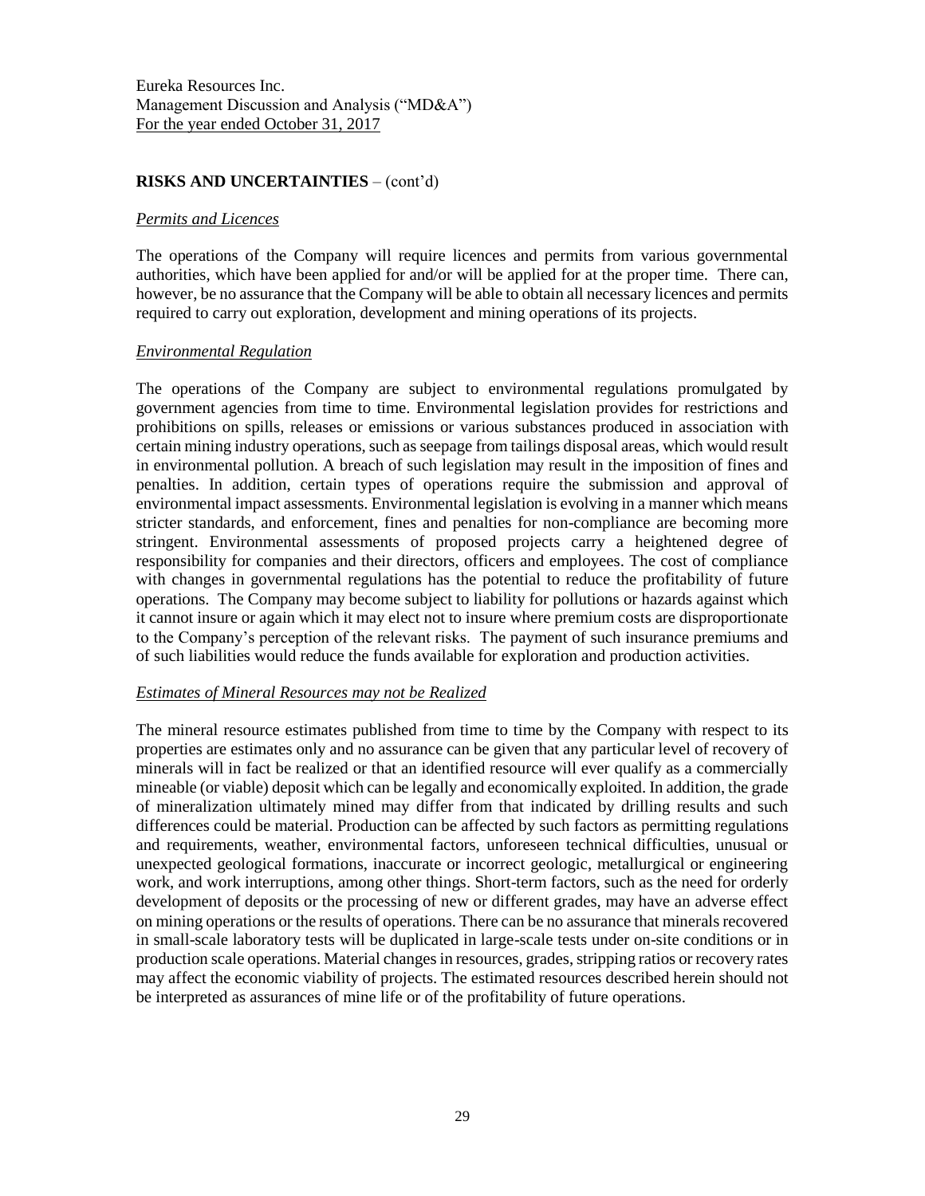## RISKS AND UNCERTAINTIES – (cont'd)

### *Permits and Licences*

The operations of the Company will require licences and permits from various governmental authorities, which have been applied for and/or will be applied for at the proper time. There can, however, be no assurance that the Company will be able to obtain all necessary licences and permits required to carry out exploration, development and mining operations of its projects.

### *Environmental Regulation*

The operations of the Company are subject to environmental regulations promulgated by government agencies from time to time. Environmental legislation provides for restrictions and prohibitions on spills, releases or emissions or various substances produced in association with certain mining industry operations, such as seepage from tailings disposal areas, which would result in environmental pollution. A breach of such legislation may result in the imposition of fines and penalties. In addition, certain types of operations require the submission and approval of environmental impact assessments. Environmental legislation is evolving in a manner which means stricter standards, and enforcement, fines and penalties for non-compliance are becoming more stringent. Environmental assessments of proposed projects carry a heightened degree of responsibility for companies and their directors, officers and employees. The cost of compliance with changes in governmental regulations has the potential to reduce the profitability of future operations. The Company may become subject to liability for pollutions or hazards against which it cannot insure or again which it may elect not to insure where premium costs are disproportionate to the Company's perception of the relevant risks. The payment of such insurance premiums and of such liabilities would reduce the funds available for exploration and production activities.

### *Estimates of Mineral Resources may not be Realized*

The mineral resource estimates published from time to time by the Company with respect to its properties are estimates only and no assurance can be given that any particular level of recovery of minerals will in fact be realized or that an identified resource will ever qualify as a commercially mineable (or viable) deposit which can be legally and economically exploited. In addition, the grade of mineralization ultimately mined may differ from that indicated by drilling results and such differences could be material. Production can be affected by such factors as permitting regulations and requirements, weather, environmental factors, unforeseen technical difficulties, unusual or unexpected geological formations, inaccurate or incorrect geologic, metallurgical or engineering work, and work interruptions, among other things. Short-term factors, such as the need for orderly development of deposits or the processing of new or different grades, may have an adverse effect on mining operations or the results of operations. There can be no assurance that minerals recovered in small-scale laboratory tests will be duplicated in large-scale tests under on-site conditions or in production scale operations. Material changes in resources, grades, stripping ratios or recovery rates may affect the economic viability of projects. The estimated resources described herein should not be interpreted as assurances of mine life or of the profitability of future operations.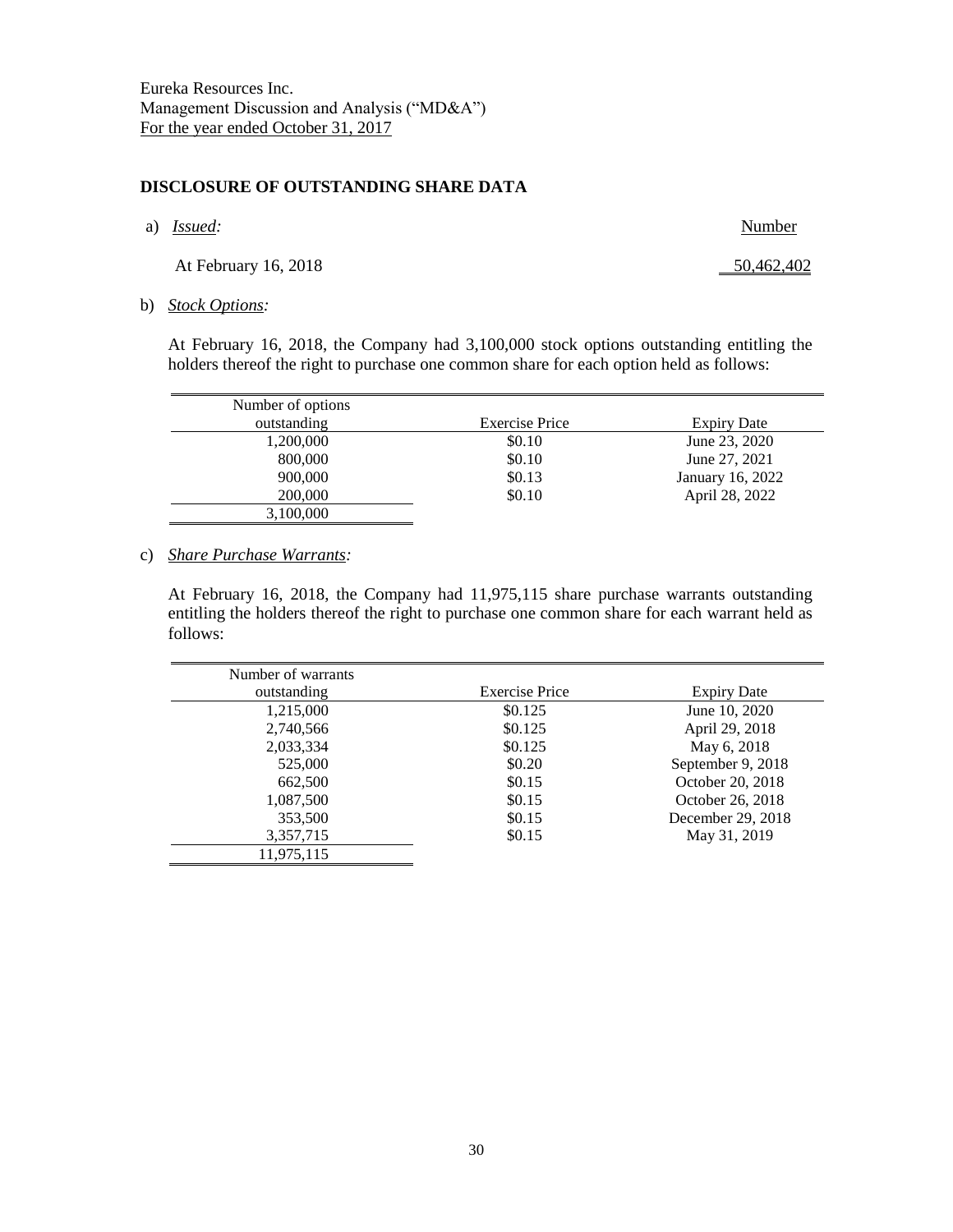Eureka Resources Inc.
Management Discussion and Analysis ("MD&A")
For the year ended October 31, 2017

## DISCLOSURE OF OUTSTANDING SHARE DATA

a) *Issued:*

| | Number |
|---|---|
| At February 16, 2018 | 50,462,402 |

b) *Stock Options:*

At February 16, 2018, the Company had 3,100,000 stock options outstanding entitling the holders thereof the right to purchase one common share for each option held as follows:

| Number of options outstanding | Exercise Price | Expiry Date |
|---|---|---|
| 1,200,000 | $0.10 | June 23, 2020 |
| 800,000 | $0.10 | June 27, 2021 |
| 900,000 | $0.13 | January 16, 2022 |
| 200,000 | $0.10 | April 28, 2022 |
| 3,100,000 | | |

c) *Share Purchase Warrants:*

At February 16, 2018, the Company had 11,975,115 share purchase warrants outstanding entitling the holders thereof the right to purchase one common share for each warrant held as follows:

| Number of warrants outstanding | Exercise Price | Expiry Date |
|---|---|---|
| 1,215,000 | $0.125 | June 10, 2020 |
| 2,740,566 | $0.125 | April 29, 2018 |
| 2,033,334 | $0.125 | May 6, 2018 |
| 525,000 | $0.20 | September 9, 2018 |
| 662,500 | $0.15 | October 20, 2018 |
| 1,087,500 | $0.15 | October 26, 2018 |
| 353,500 | $0.15 | December 29, 2018 |
| 3,357,715 | $0.15 | May 31, 2019 |
| 11,975,115 | | |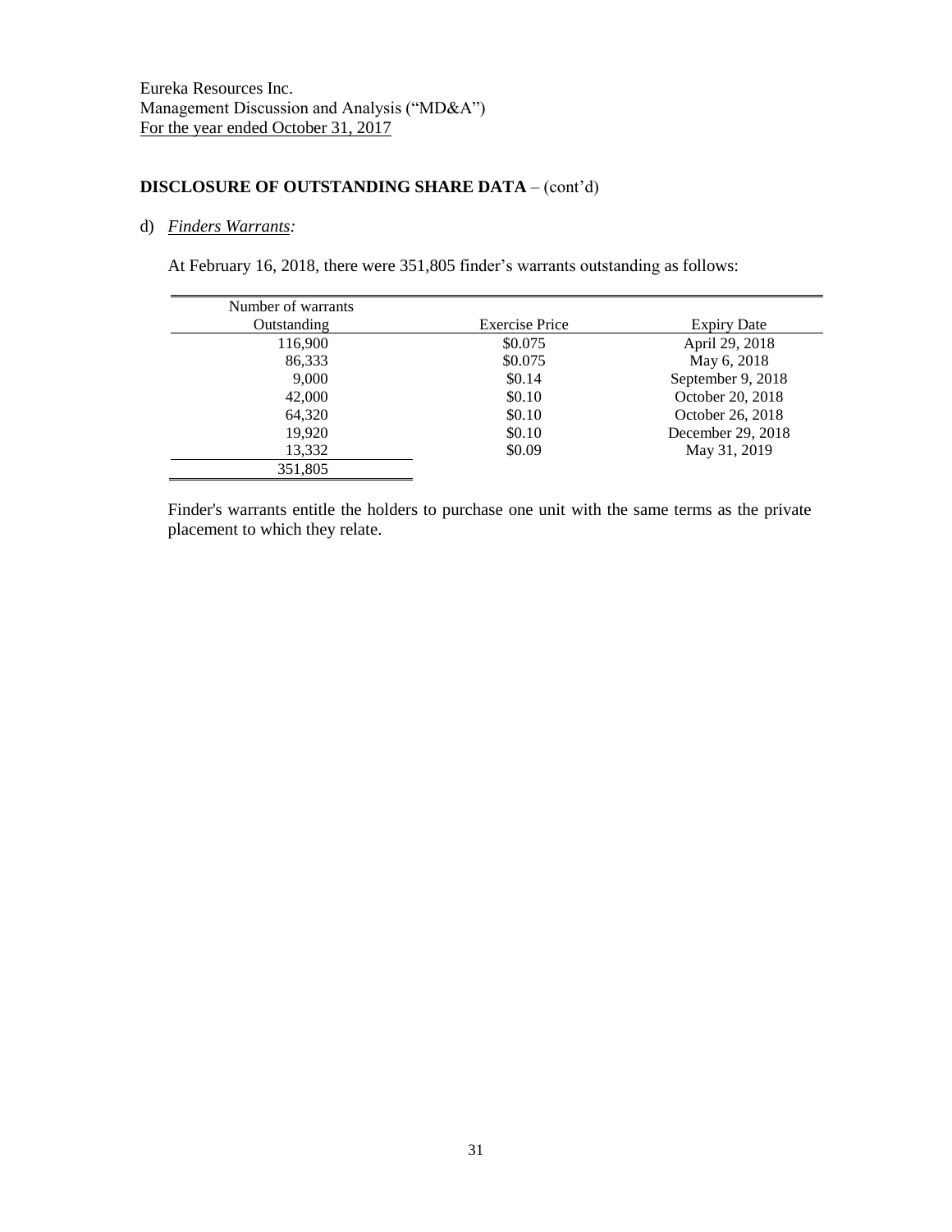Eureka Resources Inc.
Management Discussion and Analysis ("MD&A")
For the year ended October 31, 2017

## DISCLOSURE OF OUTSTANDING SHARE DATA – (cont'd)

d) *Finders Warrants:*

At February 16, 2018, there were 351,805 finder's warrants outstanding as follows:

| Number of warrants Outstanding | Exercise Price | Expiry Date |
|---|---|---|
| 116,900 | \$0.075 | April 29, 2018 |
| 86,333 | \$0.075 | May 6, 2018 |
| 9,000 | \$0.14 | September 9, 2018 |
| 42,000 | \$0.10 | October 20, 2018 |
| 64,320 | \$0.10 | October 26, 2018 |
| 19,920 | \$0.10 | December 29, 2018 |
| 13,332 | \$0.09 | May 31, 2019 |
| 351,805 | | |

Finder's warrants entitle the holders to purchase one unit with the same terms as the private placement to which they relate.